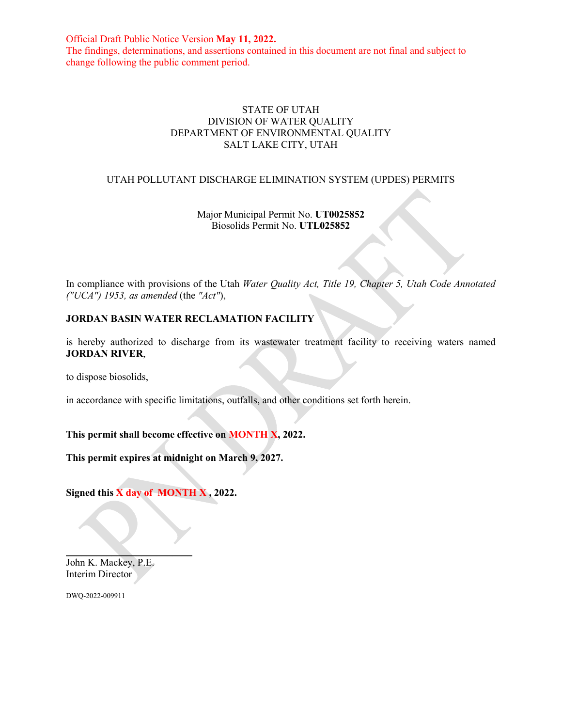Official Draft Public Notice Version **May 11, 2022.**
The findings, determinations, and assertions contained in this document are not final and subject to change following the public comment period.

STATE OF UTAH
DIVISION OF WATER QUALITY
DEPARTMENT OF ENVIRONMENTAL QUALITY
SALT LAKE CITY, UTAH

UTAH POLLUTANT DISCHARGE ELIMINATION SYSTEM (UPDES) PERMITS

Major Municipal Permit No. **UT0025852**
Biosolids Permit No. **UTL025852**

In compliance with provisions of the Utah *Water Quality Act, Title 19, Chapter 5, Utah Code Annotated ("UCA") 1953, as amended* (the *"Act"*),

**JORDAN BASIN WATER RECLAMATION FACILITY**

is hereby authorized to discharge from its wastewater treatment facility to receiving waters named **JORDAN RIVER**,

to dispose biosolids,

in accordance with specific limitations, outfalls, and other conditions set forth herein.

**This permit shall become effective on MONTH X, 2022.**

**This permit expires at midnight on March 9, 2027.**

**Signed this X day of MONTH X , 2022.**

\_\_\_\_\_\_\_\_\_\_\_\_\_\_\_\_\_\_\_\_\_\_\_\_\_\_
John K. Mackey, P.E.
Interim Director

DWQ-2022-009911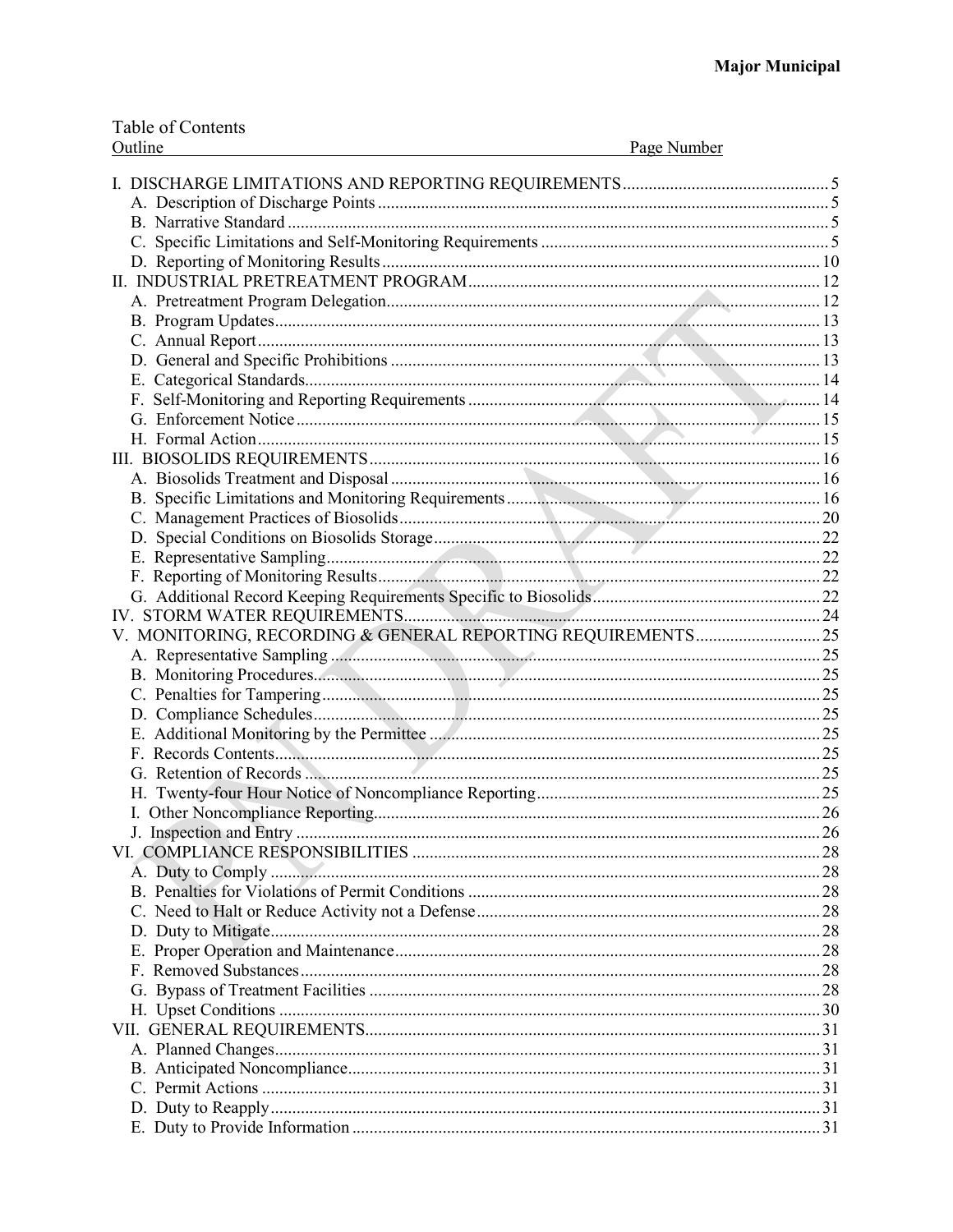Table of Contents

| Outline | Page Number |
|---|---|
| I. DISCHARGE LIMITATIONS AND REPORTING REQUIREMENTS | 5 |
| A. Description of Discharge Points | 5 |
| B. Narrative Standard | 5 |
| C. Specific Limitations and Self-Monitoring Requirements | 5 |
| D. Reporting of Monitoring Results | 10 |
| II. INDUSTRIAL PRETREATMENT PROGRAM | 12 |
| A. Pretreatment Program Delegation | 12 |
| B. Program Updates | 13 |
| C. Annual Report | 13 |
| D. General and Specific Prohibitions | 13 |
| E. Categorical Standards | 14 |
| F. Self-Monitoring and Reporting Requirements | 14 |
| G. Enforcement Notice | 15 |
| H. Formal Action | 15 |
| III. BIOSOLIDS REQUIREMENTS | 16 |
| A. Biosolids Treatment and Disposal | 16 |
| B. Specific Limitations and Monitoring Requirements | 16 |
| C. Management Practices of Biosolids | 20 |
| D. Special Conditions on Biosolids Storage | 22 |
| E. Representative Sampling | 22 |
| F. Reporting of Monitoring Results | 22 |
| G. Additional Record Keeping Requirements Specific to Biosolids | 22 |
| IV. STORM WATER REQUIREMENTS | 24 |
| V. MONITORING, RECORDING & GENERAL REPORTING REQUIREMENTS | 25 |
| A. Representative Sampling | 25 |
| B. Monitoring Procedures | 25 |
| C. Penalties for Tampering | 25 |
| D. Compliance Schedules | 25 |
| E. Additional Monitoring by the Permittee | 25 |
| F. Records Contents | 25 |
| G. Retention of Records | 25 |
| H. Twenty-four Hour Notice of Noncompliance Reporting | 25 |
| I. Other Noncompliance Reporting | 26 |
| J. Inspection and Entry | 26 |
| VI. COMPLIANCE RESPONSIBILITIES | 28 |
| A. Duty to Comply | 28 |
| B. Penalties for Violations of Permit Conditions | 28 |
| C. Need to Halt or Reduce Activity not a Defense | 28 |
| D. Duty to Mitigate | 28 |
| E. Proper Operation and Maintenance | 28 |
| F. Removed Substances | 28 |
| G. Bypass of Treatment Facilities | 28 |
| H. Upset Conditions | 30 |
| VII. GENERAL REQUIREMENTS | 31 |
| A. Planned Changes | 31 |
| B. Anticipated Noncompliance | 31 |
| C. Permit Actions | 31 |
| D. Duty to Reapply | 31 |
| E. Duty to Provide Information | 31 |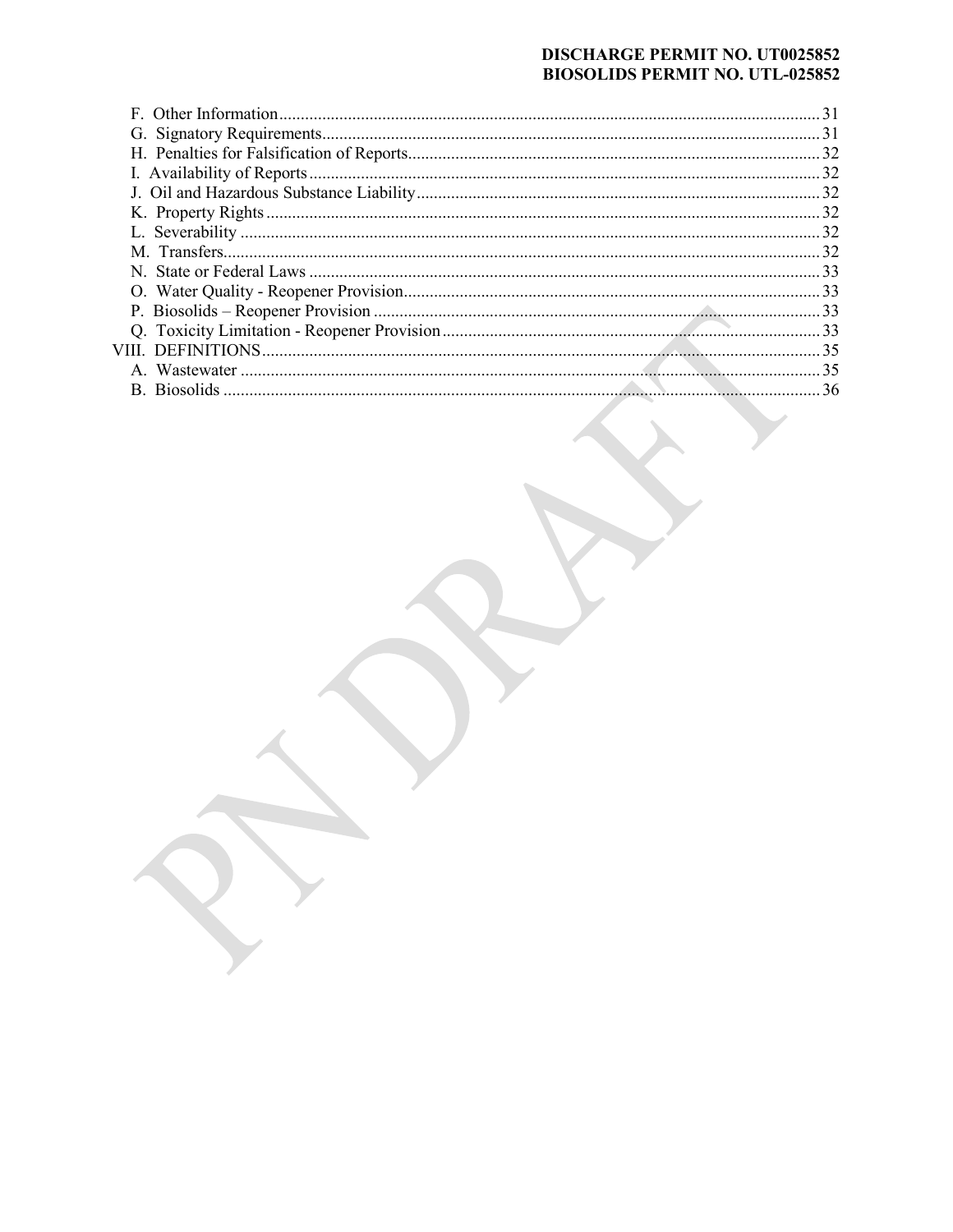F. Other Information .......... 31
G. Signatory Requirements .......... 31
H. Penalties for Falsification of Reports .......... 32
I. Availability of Reports .......... 32
J. Oil and Hazardous Substance Liability .......... 32
K. Property Rights .......... 32
L. Severability .......... 32
M. Transfers .......... 32
N. State or Federal Laws .......... 33
O. Water Quality - Reopener Provision .......... 33
P. Biosolids – Reopener Provision .......... 33
Q. Toxicity Limitation - Reopener Provision .......... 33

VIII. DEFINITIONS .......... 35
A. Wastewater .......... 35
B. Biosolids .......... 36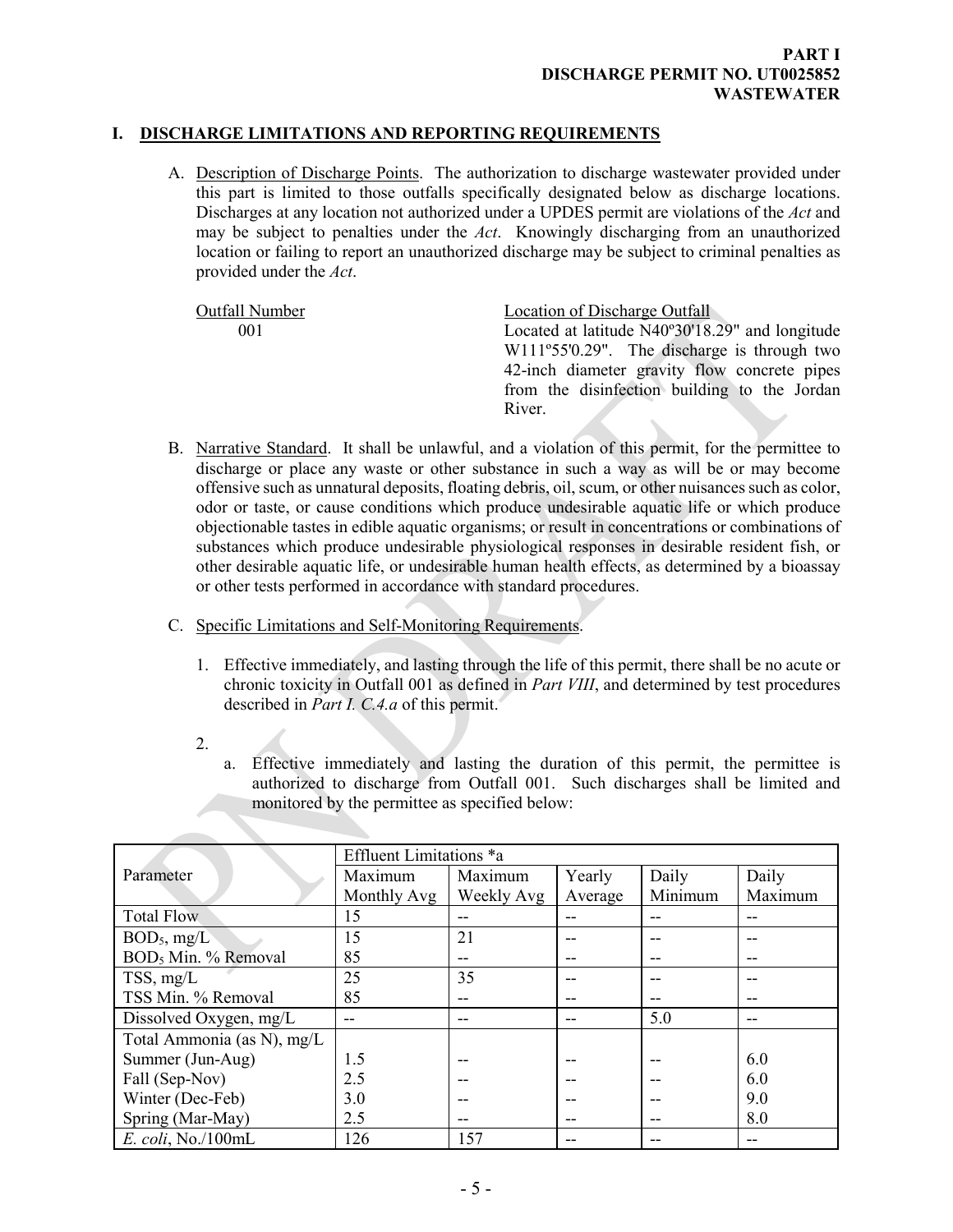**PART I**
**DISCHARGE PERMIT NO. UT0025852**
**WASTEWATER**

## I. DISCHARGE LIMITATIONS AND REPORTING REQUIREMENTS

A. Description of Discharge Points. The authorization to discharge wastewater provided under this part is limited to those outfalls specifically designated below as discharge locations. Discharges at any location not authorized under a UPDES permit are violations of the *Act* and may be subject to penalties under the *Act*. Knowingly discharging from an unauthorized location or failing to report an unauthorized discharge may be subject to criminal penalties as provided under the *Act*.

| Outfall Number | Location of Discharge Outfall |
|---|---|
| 001 | Located at latitude N40º30'18.29" and longitude W111º55'0.29". The discharge is through two 42-inch diameter gravity flow concrete pipes from the disinfection building to the Jordan River. |

B. Narrative Standard. It shall be unlawful, and a violation of this permit, for the permittee to discharge or place any waste or other substance in such a way as will be or may become offensive such as unnatural deposits, floating debris, oil, scum, or other nuisances such as color, odor or taste, or cause conditions which produce undesirable aquatic life or which produce objectionable tastes in edible aquatic organisms; or result in concentrations or combinations of substances which produce undesirable physiological responses in desirable resident fish, or other desirable aquatic life, or undesirable human health effects, as determined by a bioassay or other tests performed in accordance with standard procedures.

C. Specific Limitations and Self-Monitoring Requirements.

1. Effective immediately, and lasting through the life of this permit, there shall be no acute or chronic toxicity in Outfall 001 as defined in *Part VIII*, and determined by test procedures described in *Part I. C.4.a* of this permit.

2.
   a. Effective immediately and lasting the duration of this permit, the permittee is authorized to discharge from Outfall 001. Such discharges shall be limited and monitored by the permittee as specified below:

| Parameter | Effluent Limitations *a | | | | |
|---|---|---|---|---|---|
| | Maximum Monthly Avg | Maximum Weekly Avg | Yearly Average | Daily Minimum | Daily Maximum |
| Total Flow | 15 | -- | -- | -- | -- |
| $BOD_5$, mg/L | 15 | 21 | -- | -- | -- |
| $BOD_5$ Min. % Removal | 85 | -- | -- | -- | -- |
| TSS, mg/L | 25 | 35 | -- | -- | -- |
| TSS Min. % Removal | 85 | -- | -- | -- | -- |
| Dissolved Oxygen, mg/L | -- | -- | -- | 5.0 | -- |
| Total Ammonia (as N), mg/L | | | | | |
| Summer (Jun-Aug) | 1.5 | -- | -- | -- | 6.0 |
| Fall (Sep-Nov) | 2.5 | -- | -- | -- | 6.0 |
| Winter (Dec-Feb) | 3.0 | -- | -- | -- | 9.0 |
| Spring (Mar-May) | 2.5 | -- | -- | -- | 8.0 |
| *E. coli*, No./100mL | 126 | 157 | -- | -- | -- |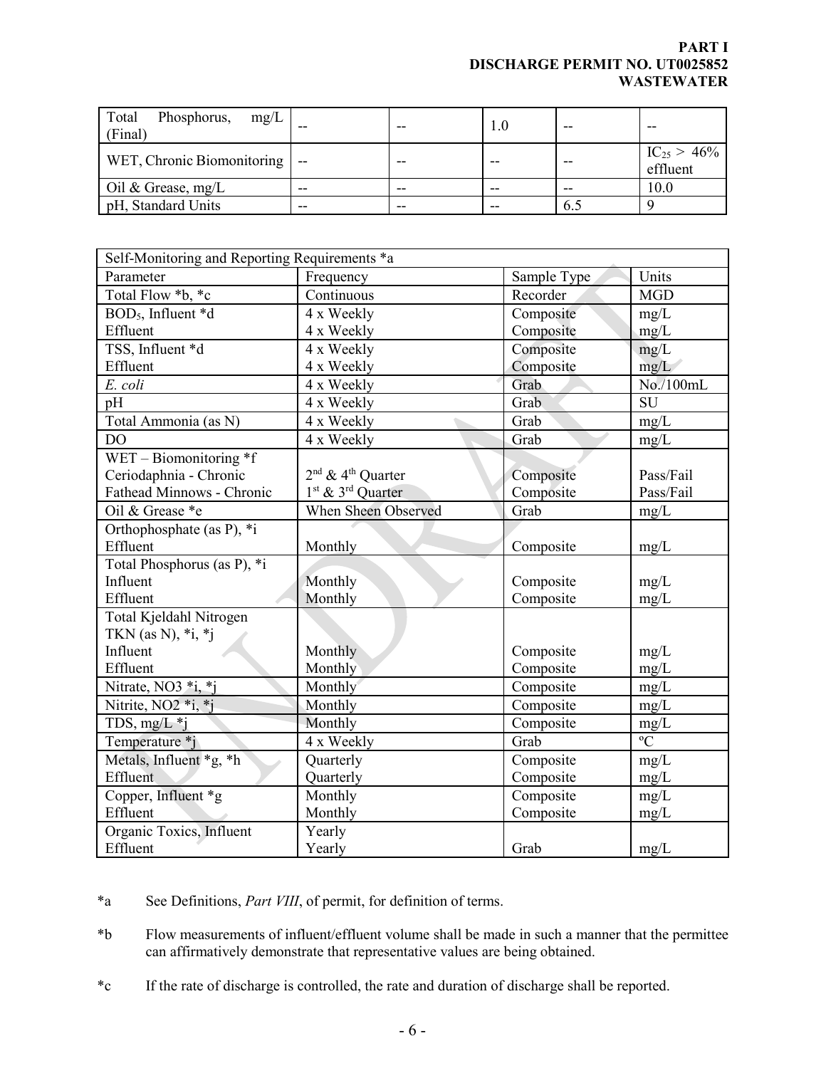**PART I**
**DISCHARGE PERMIT NO. UT0025852**
**WASTEWATER**

| | | | | | |
|---|---|---|---|---|---|
| Total Phosphorus, mg/L (Final) | -- | -- | 1.0 | -- | -- |
| WET, Chronic Biomonitoring | -- | -- | -- | -- | $IC_{25}$ > 46% effluent |
| Oil & Grease, mg/L | -- | -- | -- | -- | 10.0 |
| pH, Standard Units | -- | -- | -- | 6.5 | 9 |

| Self-Monitoring and Reporting Requirements *a | | | |
|---|---|---|---|
| Parameter | Frequency | Sample Type | Units |
| Total Flow *b, *c | Continuous | Recorder | MGD |
| $BOD_5$, Influent *d | 4 x Weekly | Composite | mg/L |
| Effluent | 4 x Weekly | Composite | mg/L |
| TSS, Influent *d | 4 x Weekly | Composite | mg/L |
| Effluent | 4 x Weekly | Composite | mg/L |
| *E. coli* | 4 x Weekly | Grab | No./100mL |
| pH | 4 x Weekly | Grab | SU |
| Total Ammonia (as N) | 4 x Weekly | Grab | mg/L |
| DO | 4 x Weekly | Grab | mg/L |
| WET – Biomonitoring *f | | | |
| Ceriodaphnia - Chronic | 2nd & 4th Quarter | Composite | Pass/Fail |
| Fathead Minnows - Chronic | 1st & 3rd Quarter | Composite | Pass/Fail |
| Oil & Grease *e | When Sheen Observed | Grab | mg/L |
| Orthophosphate (as P), *i | | | |
| Effluent | Monthly | Composite | mg/L |
| Total Phosphorus (as P), *i | | | |
| Influent | Monthly | Composite | mg/L |
| Effluent | Monthly | Composite | mg/L |
| Total Kjeldahl Nitrogen TKN (as N), *i, *j | | | |
| Influent | Monthly | Composite | mg/L |
| Effluent | Monthly | Composite | mg/L |
| Nitrate, NO3 *i, *j | Monthly | Composite | mg/L |
| Nitrite, NO2 *i, *j | Monthly | Composite | mg/L |
| TDS, mg/L *j | Monthly | Composite | mg/L |
| Temperature *j | 4 x Weekly | Grab | ºC |
| Metals, Influent *g, *h | Quarterly | Composite | mg/L |
| Effluent | Quarterly | Composite | mg/L |
| Copper, Influent *g | Monthly | Composite | mg/L |
| Effluent | Monthly | Composite | mg/L |
| Organic Toxics, Influent | Yearly | | |
| Effluent | Yearly | Grab | mg/L |

*a See Definitions, *Part VIII*, of permit, for definition of terms.

*b Flow measurements of influent/effluent volume shall be made in such a manner that the permittee can affirmatively demonstrate that representative values are being obtained.

*c If the rate of discharge is controlled, the rate and duration of discharge shall be reported.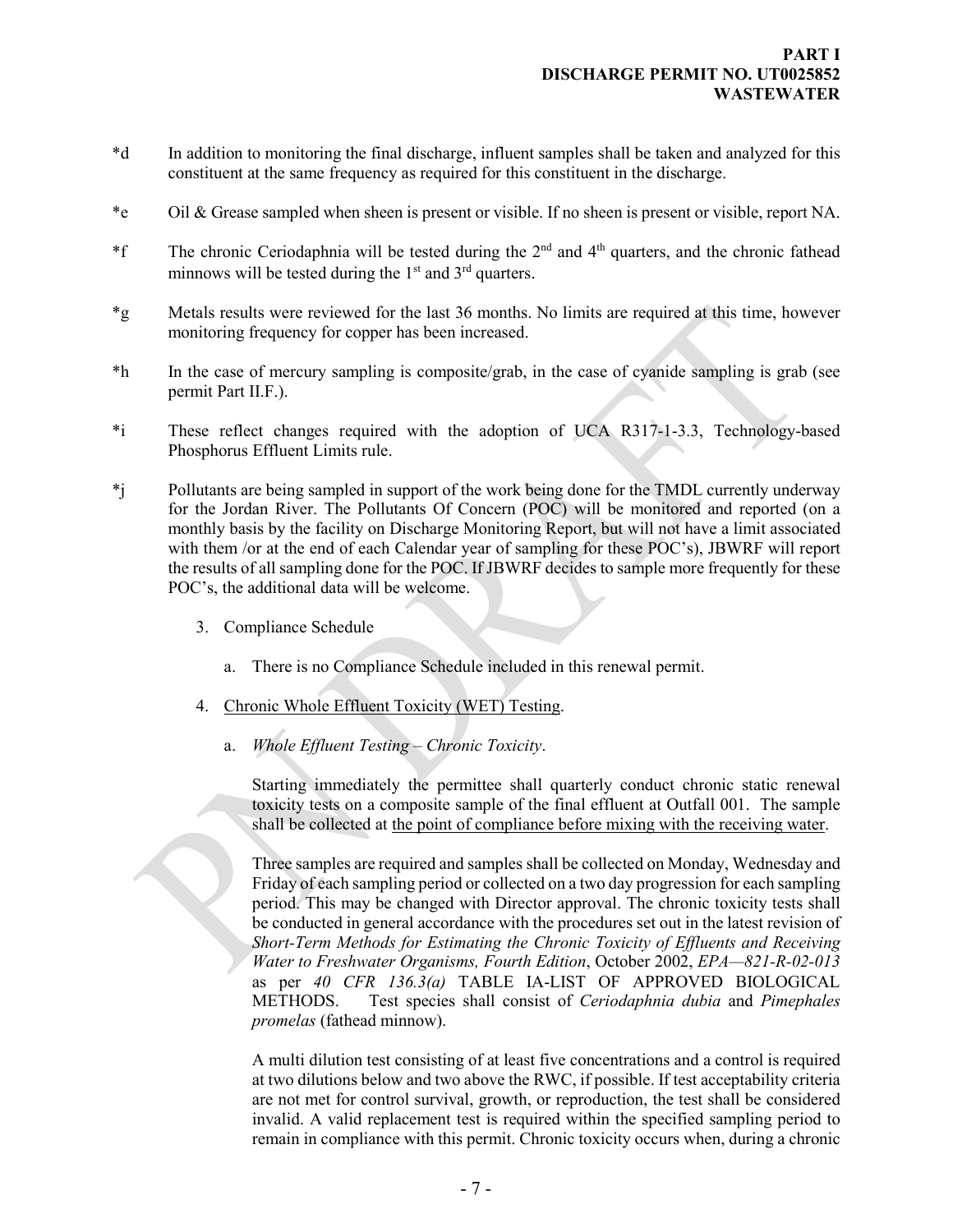*d In addition to monitoring the final discharge, influent samples shall be taken and analyzed for this constituent at the same frequency as required for this constituent in the discharge.

*e Oil & Grease sampled when sheen is present or visible. If no sheen is present or visible, report NA.

*f The chronic Ceriodaphnia will be tested during the 2nd and 4th quarters, and the chronic fathead minnows will be tested during the 1st and 3rd quarters.

*g Metals results were reviewed for the last 36 months. No limits are required at this time, however monitoring frequency for copper has been increased.

*h In the case of mercury sampling is composite/grab, in the case of cyanide sampling is grab (see permit Part II.F.).

*i These reflect changes required with the adoption of UCA R317-1-3.3, Technology-based Phosphorus Effluent Limits rule.

*j Pollutants are being sampled in support of the work being done for the TMDL currently underway for the Jordan River. The Pollutants Of Concern (POC) will be monitored and reported (on a monthly basis by the facility on Discharge Monitoring Report, but will not have a limit associated with them /or at the end of each Calendar year of sampling for these POC's), JBWRF will report the results of all sampling done for the POC. If JBWRF decides to sample more frequently for these POC's, the additional data will be welcome.

3. Compliance Schedule

   a. There is no Compliance Schedule included in this renewal permit.

4. Chronic Whole Effluent Toxicity (WET) Testing.

   a. *Whole Effluent Testing – Chronic Toxicity*.

   Starting immediately the permittee shall quarterly conduct chronic static renewal toxicity tests on a composite sample of the final effluent at Outfall 001. The sample shall be collected at the point of compliance before mixing with the receiving water.

   Three samples are required and samples shall be collected on Monday, Wednesday and Friday of each sampling period or collected on a two day progression for each sampling period. This may be changed with Director approval. The chronic toxicity tests shall be conducted in general accordance with the procedures set out in the latest revision of *Short-Term Methods for Estimating the Chronic Toxicity of Effluents and Receiving Water to Freshwater Organisms, Fourth Edition*, October 2002, *EPA—821-R-02-013* as per *40 CFR 136.3(a)* TABLE IA-LIST OF APPROVED BIOLOGICAL METHODS. Test species shall consist of *Ceriodaphnia dubia* and *Pimephales promelas* (fathead minnow).

   A multi dilution test consisting of at least five concentrations and a control is required at two dilutions below and two above the RWC, if possible. If test acceptability criteria are not met for control survival, growth, or reproduction, the test shall be considered invalid. A valid replacement test is required within the specified sampling period to remain in compliance with this permit. Chronic toxicity occurs when, during a chronic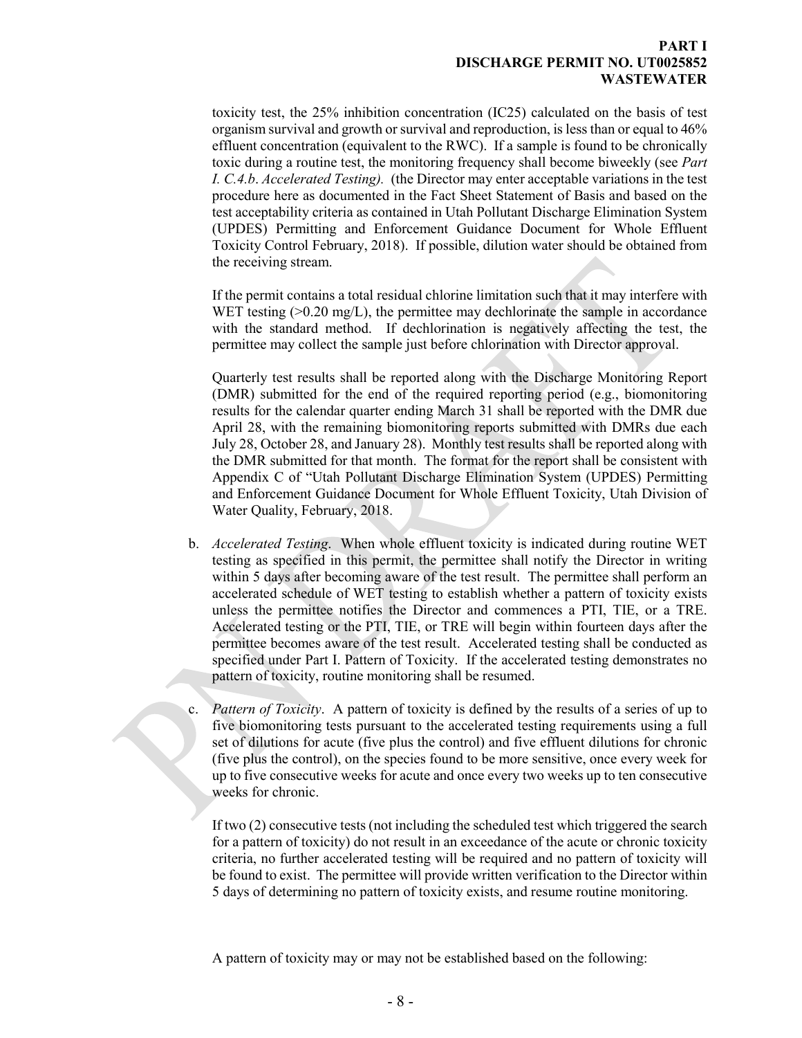toxicity test, the 25% inhibition concentration (IC25) calculated on the basis of test organism survival and growth or survival and reproduction, is less than or equal to 46% effluent concentration (equivalent to the RWC). If a sample is found to be chronically toxic during a routine test, the monitoring frequency shall become biweekly (see *Part I. C.4.b. Accelerated Testing).* (the Director may enter acceptable variations in the test procedure here as documented in the Fact Sheet Statement of Basis and based on the test acceptability criteria as contained in Utah Pollutant Discharge Elimination System (UPDES) Permitting and Enforcement Guidance Document for Whole Effluent Toxicity Control February, 2018). If possible, dilution water should be obtained from the receiving stream.

If the permit contains a total residual chlorine limitation such that it may interfere with WET testing (>0.20 mg/L), the permittee may dechlorinate the sample in accordance with the standard method. If dechlorination is negatively affecting the test, the permittee may collect the sample just before chlorination with Director approval.

Quarterly test results shall be reported along with the Discharge Monitoring Report (DMR) submitted for the end of the required reporting period (e.g., biomonitoring results for the calendar quarter ending March 31 shall be reported with the DMR due April 28, with the remaining biomonitoring reports submitted with DMRs due each July 28, October 28, and January 28). Monthly test results shall be reported along with the DMR submitted for that month. The format for the report shall be consistent with Appendix C of "Utah Pollutant Discharge Elimination System (UPDES) Permitting and Enforcement Guidance Document for Whole Effluent Toxicity, Utah Division of Water Quality, February, 2018.

b. *Accelerated Testing*. When whole effluent toxicity is indicated during routine WET testing as specified in this permit, the permittee shall notify the Director in writing within 5 days after becoming aware of the test result. The permittee shall perform an accelerated schedule of WET testing to establish whether a pattern of toxicity exists unless the permittee notifies the Director and commences a PTI, TIE, or a TRE. Accelerated testing or the PTI, TIE, or TRE will begin within fourteen days after the permittee becomes aware of the test result. Accelerated testing shall be conducted as specified under Part I. Pattern of Toxicity. If the accelerated testing demonstrates no pattern of toxicity, routine monitoring shall be resumed.

c. *Pattern of Toxicity*. A pattern of toxicity is defined by the results of a series of up to five biomonitoring tests pursuant to the accelerated testing requirements using a full set of dilutions for acute (five plus the control) and five effluent dilutions for chronic (five plus the control), on the species found to be more sensitive, once every week for up to five consecutive weeks for acute and once every two weeks up to ten consecutive weeks for chronic.

If two (2) consecutive tests (not including the scheduled test which triggered the search for a pattern of toxicity) do not result in an exceedance of the acute or chronic toxicity criteria, no further accelerated testing will be required and no pattern of toxicity will be found to exist. The permittee will provide written verification to the Director within 5 days of determining no pattern of toxicity exists, and resume routine monitoring.

A pattern of toxicity may or may not be established based on the following: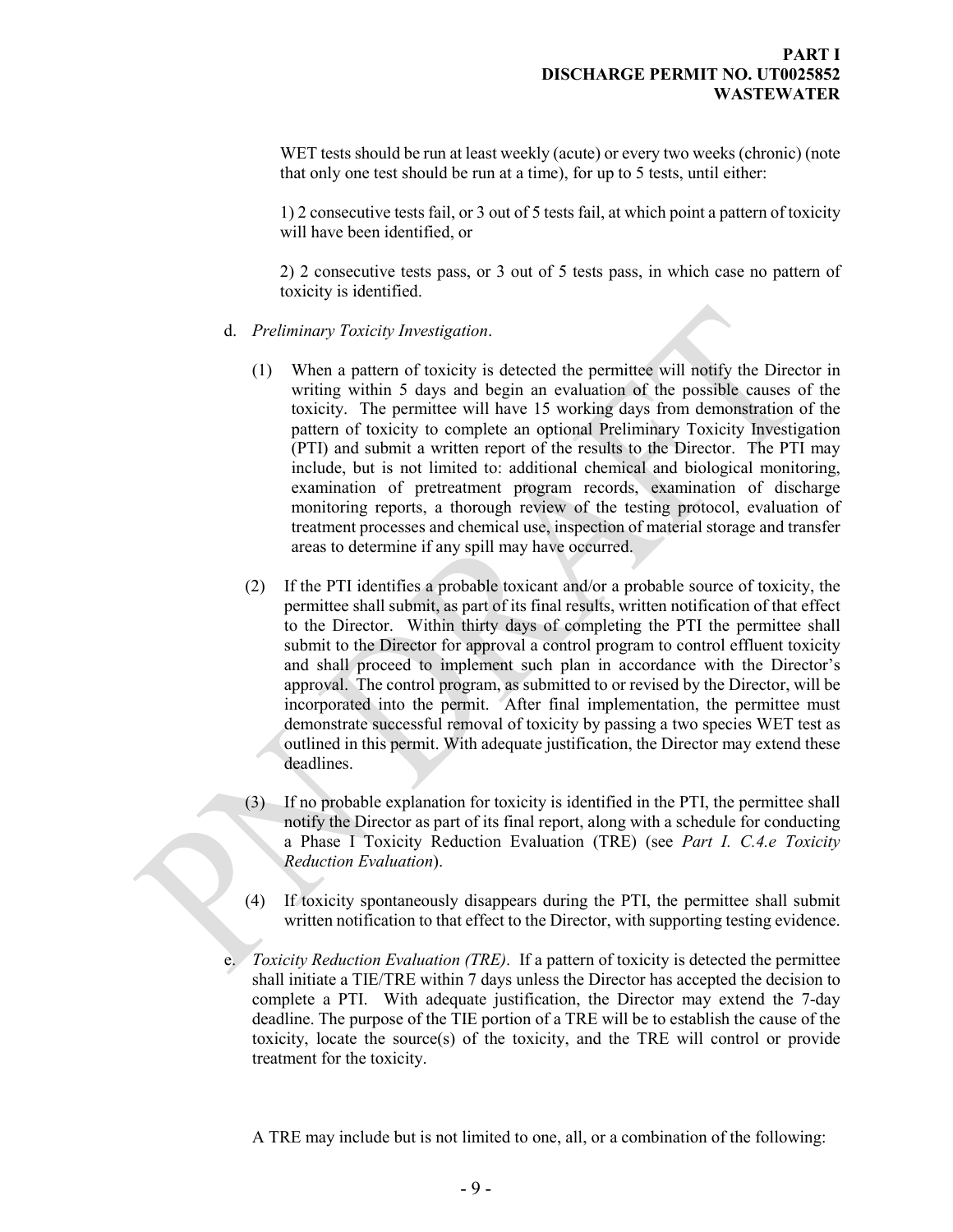WET tests should be run at least weekly (acute) or every two weeks (chronic) (note that only one test should be run at a time), for up to 5 tests, until either:

1) 2 consecutive tests fail, or 3 out of 5 tests fail, at which point a pattern of toxicity will have been identified, or

2) 2 consecutive tests pass, or 3 out of 5 tests pass, in which case no pattern of toxicity is identified.

d. *Preliminary Toxicity Investigation*.

(1) When a pattern of toxicity is detected the permittee will notify the Director in writing within 5 days and begin an evaluation of the possible causes of the toxicity. The permittee will have 15 working days from demonstration of the pattern of toxicity to complete an optional Preliminary Toxicity Investigation (PTI) and submit a written report of the results to the Director. The PTI may include, but is not limited to: additional chemical and biological monitoring, examination of pretreatment program records, examination of discharge monitoring reports, a thorough review of the testing protocol, evaluation of treatment processes and chemical use, inspection of material storage and transfer areas to determine if any spill may have occurred.

(2) If the PTI identifies a probable toxicant and/or a probable source of toxicity, the permittee shall submit, as part of its final results, written notification of that effect to the Director. Within thirty days of completing the PTI the permittee shall submit to the Director for approval a control program to control effluent toxicity and shall proceed to implement such plan in accordance with the Director's approval. The control program, as submitted to or revised by the Director, will be incorporated into the permit. After final implementation, the permittee must demonstrate successful removal of toxicity by passing a two species WET test as outlined in this permit. With adequate justification, the Director may extend these deadlines.

(3) If no probable explanation for toxicity is identified in the PTI, the permittee shall notify the Director as part of its final report, along with a schedule for conducting a Phase I Toxicity Reduction Evaluation (TRE) (see *Part I. C.4.e Toxicity Reduction Evaluation*).

(4) If toxicity spontaneously disappears during the PTI, the permittee shall submit written notification to that effect to the Director, with supporting testing evidence.

e. *Toxicity Reduction Evaluation (TRE)*. If a pattern of toxicity is detected the permittee shall initiate a TIE/TRE within 7 days unless the Director has accepted the decision to complete a PTI. With adequate justification, the Director may extend the 7-day deadline. The purpose of the TIE portion of a TRE will be to establish the cause of the toxicity, locate the source(s) of the toxicity, and the TRE will control or provide treatment for the toxicity.

A TRE may include but is not limited to one, all, or a combination of the following: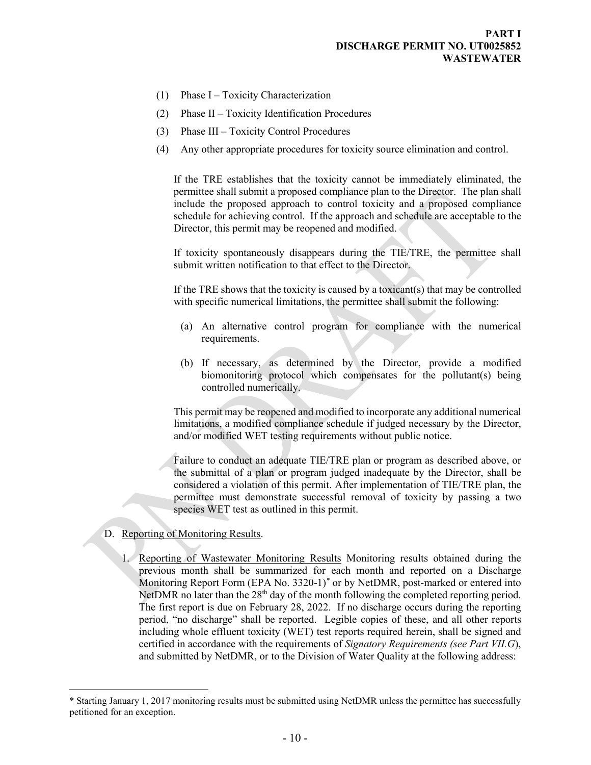(1) Phase I – Toxicity Characterization

(2) Phase II – Toxicity Identification Procedures

(3) Phase III – Toxicity Control Procedures

(4) Any other appropriate procedures for toxicity source elimination and control.

If the TRE establishes that the toxicity cannot be immediately eliminated, the permittee shall submit a proposed compliance plan to the Director. The plan shall include the proposed approach to control toxicity and a proposed compliance schedule for achieving control. If the approach and schedule are acceptable to the Director, this permit may be reopened and modified.

If toxicity spontaneously disappears during the TIE/TRE, the permittee shall submit written notification to that effect to the Director.

If the TRE shows that the toxicity is caused by a toxicant(s) that may be controlled with specific numerical limitations, the permittee shall submit the following:

(a) An alternative control program for compliance with the numerical requirements.

(b) If necessary, as determined by the Director, provide a modified biomonitoring protocol which compensates for the pollutant(s) being controlled numerically.

This permit may be reopened and modified to incorporate any additional numerical limitations, a modified compliance schedule if judged necessary by the Director, and/or modified WET testing requirements without public notice.

Failure to conduct an adequate TIE/TRE plan or program as described above, or the submittal of a plan or program judged inadequate by the Director, shall be considered a violation of this permit. After implementation of TIE/TRE plan, the permittee must demonstrate successful removal of toxicity by passing a two species WET test as outlined in this permit.

D. Reporting of Monitoring Results.

1. Reporting of Wastewater Monitoring Results Monitoring results obtained during the previous month shall be summarized for each month and reported on a Discharge Monitoring Report Form (EPA No. 3320-1)* or by NetDMR, post-marked or entered into NetDMR no later than the 28th day of the month following the completed reporting period. The first report is due on February 28, 2022. If no discharge occurs during the reporting period, "no discharge" shall be reported. Legible copies of these, and all other reports including whole effluent toxicity (WET) test reports required herein, shall be signed and certified in accordance with the requirements of *Signatory Requirements (see Part VII.G)*, and submitted by NetDMR, or to the Division of Water Quality at the following address:

* Starting January 1, 2017 monitoring results must be submitted using NetDMR unless the permittee has successfully petitioned for an exception.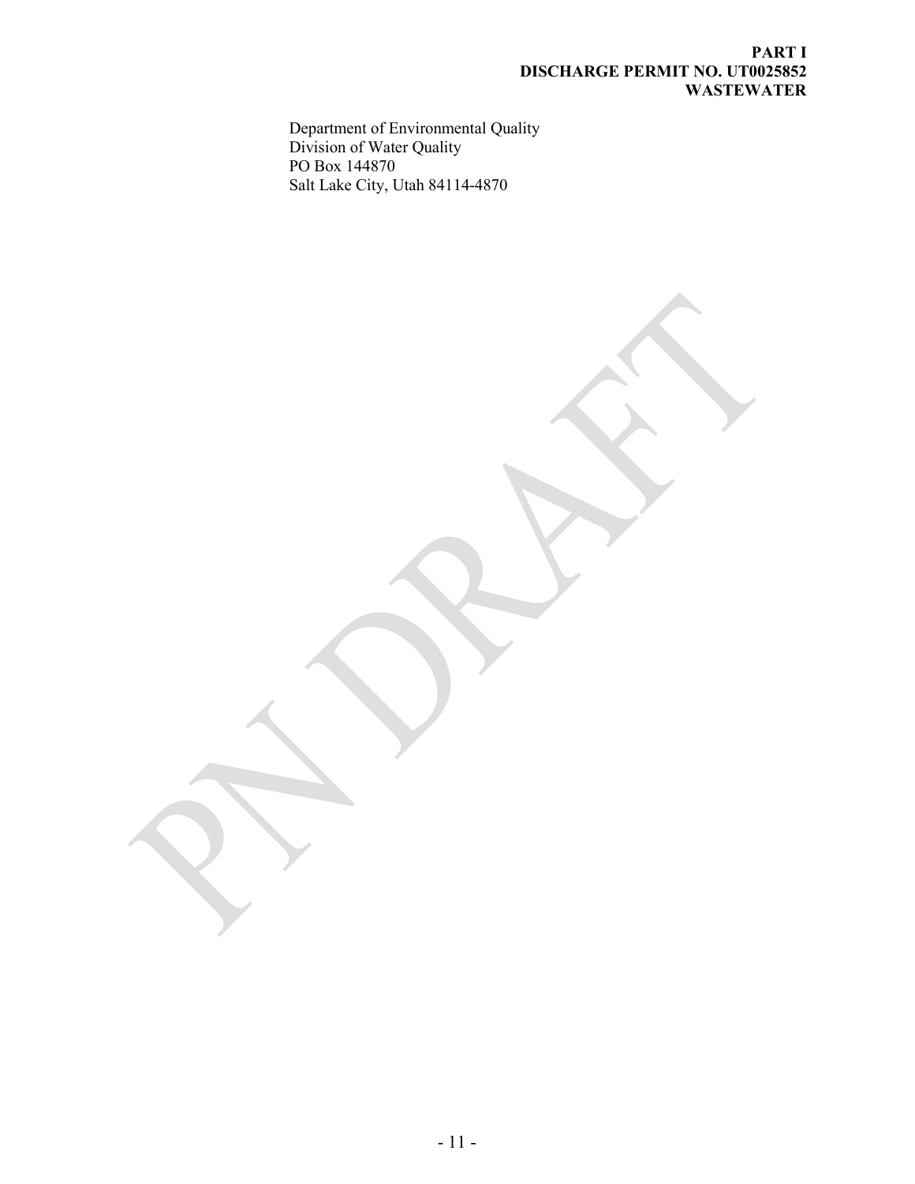Department of Environmental Quality
Division of Water Quality
PO Box 144870
Salt Lake City, Utah 84114-4870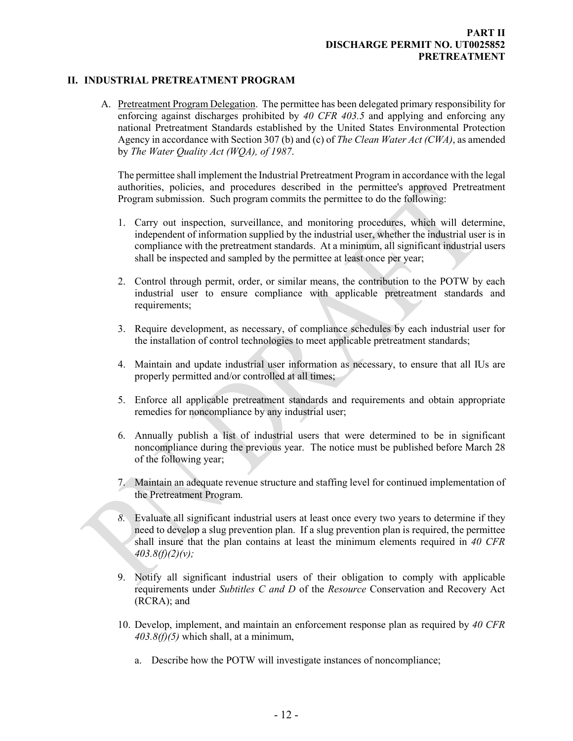## II. INDUSTRIAL PRETREATMENT PROGRAM

A. Pretreatment Program Delegation. The permittee has been delegated primary responsibility for enforcing against discharges prohibited by *40 CFR 403.5* and applying and enforcing any national Pretreatment Standards established by the United States Environmental Protection Agency in accordance with Section 307 (b) and (c) of *The Clean Water Act (CWA)*, as amended by *The Water Quality Act (WQA), of 1987*.

The permittee shall implement the Industrial Pretreatment Program in accordance with the legal authorities, policies, and procedures described in the permittee's approved Pretreatment Program submission. Such program commits the permittee to do the following:

1. Carry out inspection, surveillance, and monitoring procedures, which will determine, independent of information supplied by the industrial user, whether the industrial user is in compliance with the pretreatment standards. At a minimum, all significant industrial users shall be inspected and sampled by the permittee at least once per year;

2. Control through permit, order, or similar means, the contribution to the POTW by each industrial user to ensure compliance with applicable pretreatment standards and requirements;

3. Require development, as necessary, of compliance schedules by each industrial user for the installation of control technologies to meet applicable pretreatment standards;

4. Maintain and update industrial user information as necessary, to ensure that all IUs are properly permitted and/or controlled at all times;

5. Enforce all applicable pretreatment standards and requirements and obtain appropriate remedies for noncompliance by any industrial user;

6. Annually publish a list of industrial users that were determined to be in significant noncompliance during the previous year. The notice must be published before March 28 of the following year;

7. Maintain an adequate revenue structure and staffing level for continued implementation of the Pretreatment Program.

8. Evaluate all significant industrial users at least once every two years to determine if they need to develop a slug prevention plan. If a slug prevention plan is required, the permittee shall insure that the plan contains at least the minimum elements required in *40 CFR 403.8(f)(2)(v);*

9. Notify all significant industrial users of their obligation to comply with applicable requirements under *Subtitles C and D* of the *Resource* Conservation and Recovery Act (RCRA); and

10. Develop, implement, and maintain an enforcement response plan as required by *40 CFR 403.8(f)(5)* which shall, at a minimum,

    a. Describe how the POTW will investigate instances of noncompliance;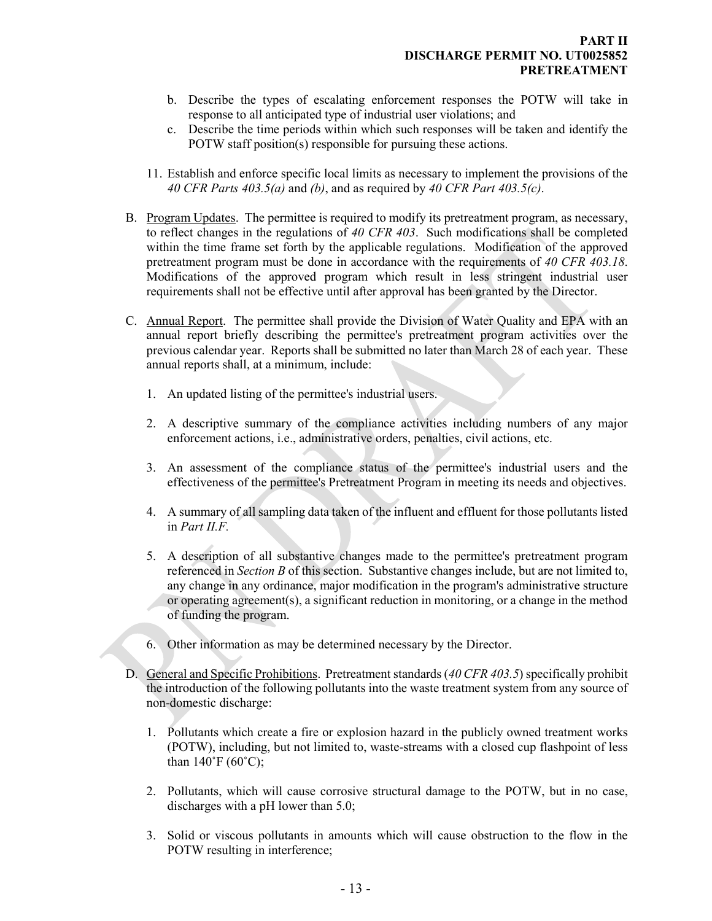b. Describe the types of escalating enforcement responses the POTW will take in response to all anticipated type of industrial user violations; and
c. Describe the time periods within which such responses will be taken and identify the POTW staff position(s) responsible for pursuing these actions.

11. Establish and enforce specific local limits as necessary to implement the provisions of the *40 CFR Parts 403.5(a)* and *(b)*, and as required by *40 CFR Part 403.5(c)*.

B. Program Updates. The permittee is required to modify its pretreatment program, as necessary, to reflect changes in the regulations of *40 CFR 403*. Such modifications shall be completed within the time frame set forth by the applicable regulations. Modification of the approved pretreatment program must be done in accordance with the requirements of *40 CFR 403.18*. Modifications of the approved program which result in less stringent industrial user requirements shall not be effective until after approval has been granted by the Director.

C. Annual Report. The permittee shall provide the Division of Water Quality and EPA with an annual report briefly describing the permittee's pretreatment program activities over the previous calendar year. Reports shall be submitted no later than March 28 of each year. These annual reports shall, at a minimum, include:

1. An updated listing of the permittee's industrial users.

2. A descriptive summary of the compliance activities including numbers of any major enforcement actions, i.e., administrative orders, penalties, civil actions, etc.

3. An assessment of the compliance status of the permittee's industrial users and the effectiveness of the permittee's Pretreatment Program in meeting its needs and objectives.

4. A summary of all sampling data taken of the influent and effluent for those pollutants listed in *Part II.F.*

5. A description of all substantive changes made to the permittee's pretreatment program referenced in *Section B* of this section. Substantive changes include, but are not limited to, any change in any ordinance, major modification in the program's administrative structure or operating agreement(s), a significant reduction in monitoring, or a change in the method of funding the program.

6. Other information as may be determined necessary by the Director.

D. General and Specific Prohibitions. Pretreatment standards (*40 CFR 403.5*) specifically prohibit the introduction of the following pollutants into the waste treatment system from any source of non-domestic discharge:

1. Pollutants which create a fire or explosion hazard in the publicly owned treatment works (POTW), including, but not limited to, waste-streams with a closed cup flashpoint of less than 140˚F (60˚C);

2. Pollutants, which will cause corrosive structural damage to the POTW, but in no case, discharges with a pH lower than 5.0;

3. Solid or viscous pollutants in amounts which will cause obstruction to the flow in the POTW resulting in interference;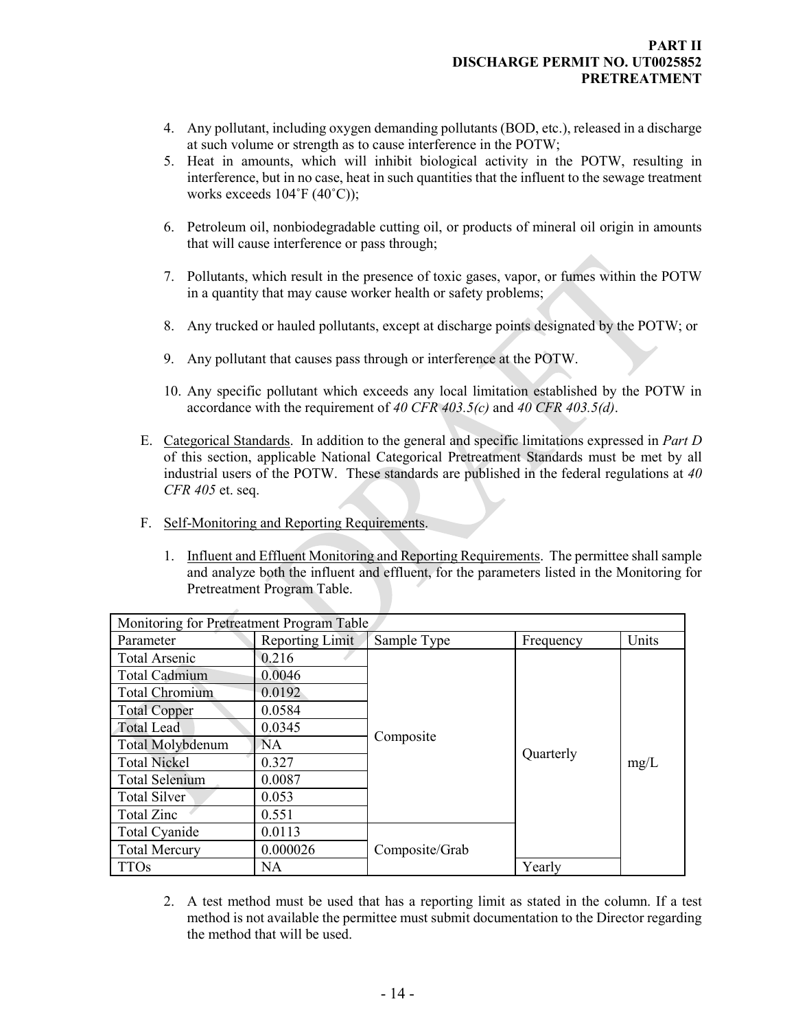4. Any pollutant, including oxygen demanding pollutants (BOD, etc.), released in a discharge at such volume or strength as to cause interference in the POTW;
5. Heat in amounts, which will inhibit biological activity in the POTW, resulting in interference, but in no case, heat in such quantities that the influent to the sewage treatment works exceeds 104˚F (40˚C));
6. Petroleum oil, nonbiodegradable cutting oil, or products of mineral oil origin in amounts that will cause interference or pass through;
7. Pollutants, which result in the presence of toxic gases, vapor, or fumes within the POTW in a quantity that may cause worker health or safety problems;
8. Any trucked or hauled pollutants, except at discharge points designated by the POTW; or
9. Any pollutant that causes pass through or interference at the POTW.
10. Any specific pollutant which exceeds any local limitation established by the POTW in accordance with the requirement of *40 CFR 403.5(c)* and *40 CFR 403.5(d)*.

E. Categorical Standards. In addition to the general and specific limitations expressed in *Part D* of this section, applicable National Categorical Pretreatment Standards must be met by all industrial users of the POTW. These standards are published in the federal regulations at *40 CFR 405* et. seq.

F. Self-Monitoring and Reporting Requirements.

1. Influent and Effluent Monitoring and Reporting Requirements. The permittee shall sample and analyze both the influent and effluent, for the parameters listed in the Monitoring for Pretreatment Program Table.

| Monitoring for Pretreatment Program Table | | | | |
|---|---|---|---|---|
| Parameter | Reporting Limit | Sample Type | Frequency | Units |
| Total Arsenic | 0.216 | Composite | Quarterly | mg/L |
| Total Cadmium | 0.0046 | Composite | Quarterly | mg/L |
| Total Chromium | 0.0192 | Composite | Quarterly | mg/L |
| Total Copper | 0.0584 | Composite | Quarterly | mg/L |
| Total Lead | 0.0345 | Composite | Quarterly | mg/L |
| Total Molybdenum | NA | Composite | Quarterly | mg/L |
| Total Nickel | 0.327 | Composite | Quarterly | mg/L |
| Total Selenium | 0.0087 | Composite | Quarterly | mg/L |
| Total Silver | 0.053 | Composite | Quarterly | mg/L |
| Total Zinc | 0.551 | Composite | Quarterly | mg/L |
| Total Cyanide | 0.0113 | Composite/Grab | Quarterly | mg/L |
| Total Mercury | 0.000026 | Composite/Grab | Quarterly | mg/L |
| TTOs | NA | Composite/Grab | Yearly | mg/L |

2. A test method must be used that has a reporting limit as stated in the column. If a test method is not available the permittee must submit documentation to the Director regarding the method that will be used.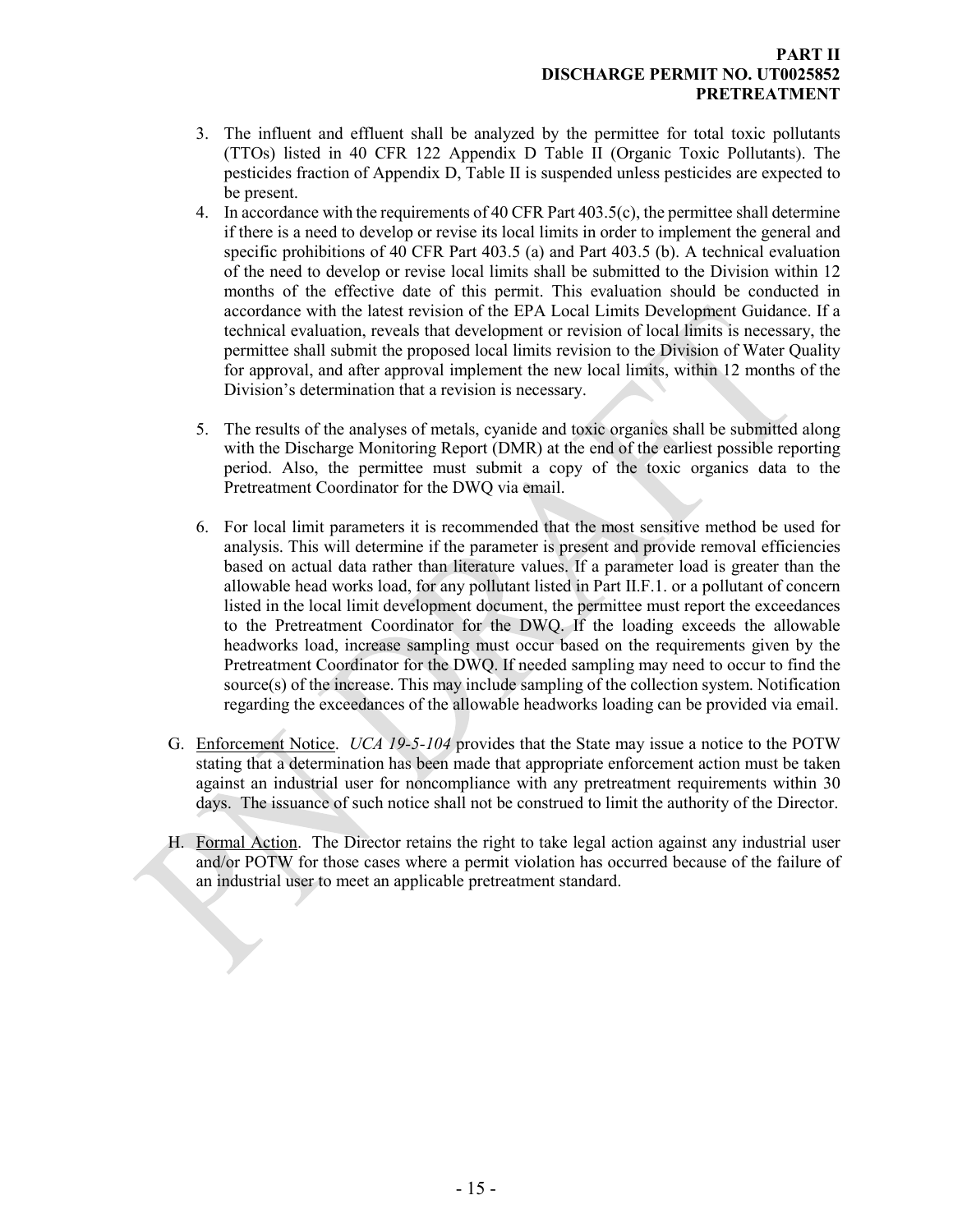3. The influent and effluent shall be analyzed by the permittee for total toxic pollutants (TTOs) listed in 40 CFR 122 Appendix D Table II (Organic Toxic Pollutants). The pesticides fraction of Appendix D, Table II is suspended unless pesticides are expected to be present.
4. In accordance with the requirements of 40 CFR Part 403.5(c), the permittee shall determine if there is a need to develop or revise its local limits in order to implement the general and specific prohibitions of 40 CFR Part 403.5 (a) and Part 403.5 (b). A technical evaluation of the need to develop or revise local limits shall be submitted to the Division within 12 months of the effective date of this permit. This evaluation should be conducted in accordance with the latest revision of the EPA Local Limits Development Guidance. If a technical evaluation, reveals that development or revision of local limits is necessary, the permittee shall submit the proposed local limits revision to the Division of Water Quality for approval, and after approval implement the new local limits, within 12 months of the Division's determination that a revision is necessary.

5. The results of the analyses of metals, cyanide and toxic organics shall be submitted along with the Discharge Monitoring Report (DMR) at the end of the earliest possible reporting period. Also, the permittee must submit a copy of the toxic organics data to the Pretreatment Coordinator for the DWQ via email.

6. For local limit parameters it is recommended that the most sensitive method be used for analysis. This will determine if the parameter is present and provide removal efficiencies based on actual data rather than literature values. If a parameter load is greater than the allowable head works load, for any pollutant listed in Part II.F.1. or a pollutant of concern listed in the local limit development document, the permittee must report the exceedances to the Pretreatment Coordinator for the DWQ. If the loading exceeds the allowable headworks load, increase sampling must occur based on the requirements given by the Pretreatment Coordinator for the DWQ. If needed sampling may need to occur to find the source(s) of the increase. This may include sampling of the collection system. Notification regarding the exceedances of the allowable headworks loading can be provided via email.

G. Enforcement Notice. *UCA 19-5-104* provides that the State may issue a notice to the POTW stating that a determination has been made that appropriate enforcement action must be taken against an industrial user for noncompliance with any pretreatment requirements within 30 days. The issuance of such notice shall not be construed to limit the authority of the Director.

H. Formal Action. The Director retains the right to take legal action against any industrial user and/or POTW for those cases where a permit violation has occurred because of the failure of an industrial user to meet an applicable pretreatment standard.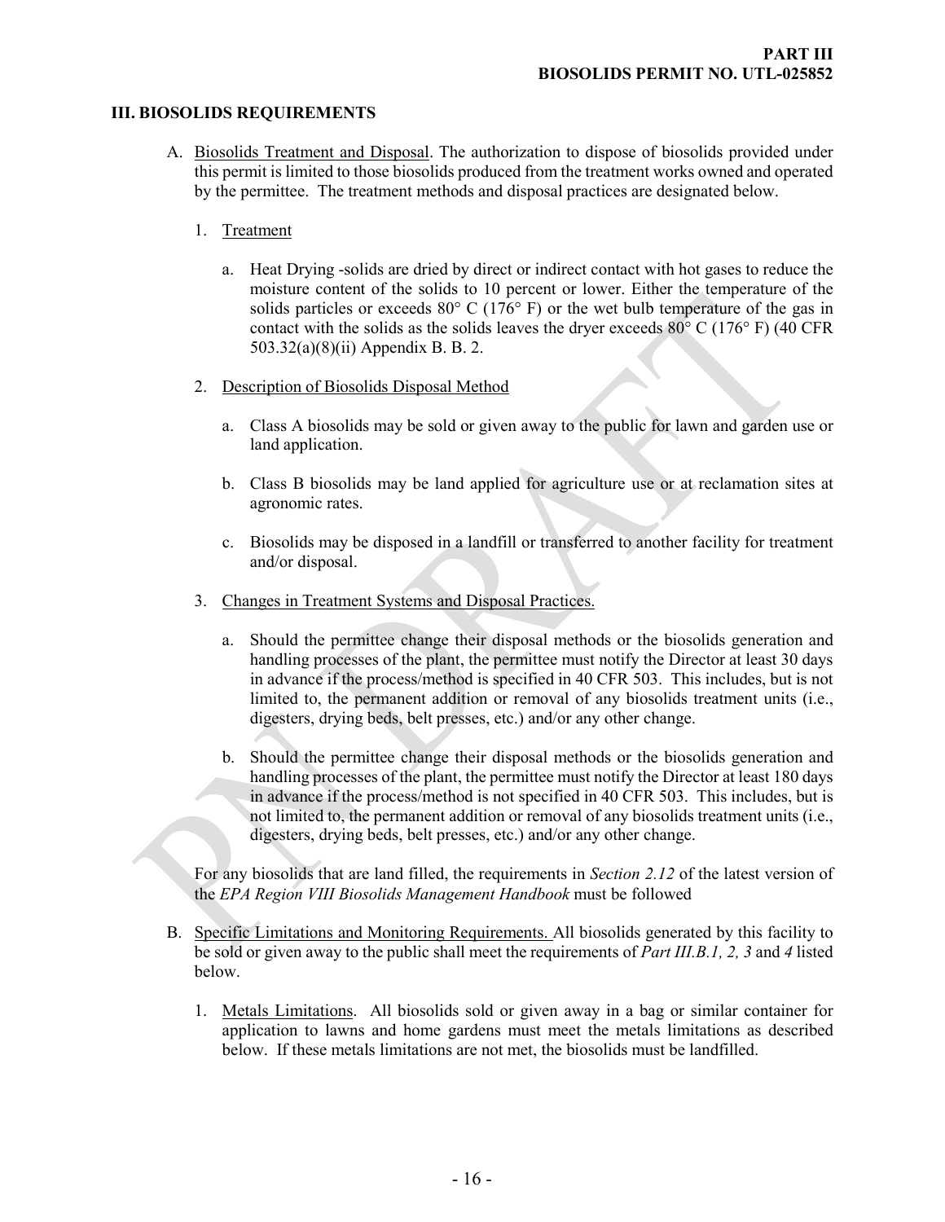## III. BIOSOLIDS REQUIREMENTS

A. Biosolids Treatment and Disposal. The authorization to dispose of biosolids provided under this permit is limited to those biosolids produced from the treatment works owned and operated by the permittee. The treatment methods and disposal practices are designated below.

1. Treatment

   a. Heat Drying -solids are dried by direct or indirect contact with hot gases to reduce the moisture content of the solids to 10 percent or lower. Either the temperature of the solids particles or exceeds 80° C (176° F) or the wet bulb temperature of the gas in contact with the solids as the solids leaves the dryer exceeds 80° C (176° F) (40 CFR 503.32(a)(8)(ii) Appendix B. B. 2.

2. Description of Biosolids Disposal Method

   a. Class A biosolids may be sold or given away to the public for lawn and garden use or land application.

   b. Class B biosolids may be land applied for agriculture use or at reclamation sites at agronomic rates.

   c. Biosolids may be disposed in a landfill or transferred to another facility for treatment and/or disposal.

3. Changes in Treatment Systems and Disposal Practices.

   a. Should the permittee change their disposal methods or the biosolids generation and handling processes of the plant, the permittee must notify the Director at least 30 days in advance if the process/method is specified in 40 CFR 503. This includes, but is not limited to, the permanent addition or removal of any biosolids treatment units (i.e., digesters, drying beds, belt presses, etc.) and/or any other change.

   b. Should the permittee change their disposal methods or the biosolids generation and handling processes of the plant, the permittee must notify the Director at least 180 days in advance if the process/method is not specified in 40 CFR 503. This includes, but is not limited to, the permanent addition or removal of any biosolids treatment units (i.e., digesters, drying beds, belt presses, etc.) and/or any other change.

For any biosolids that are land filled, the requirements in *Section 2.12* of the latest version of the *EPA Region VIII Biosolids Management Handbook* must be followed

B. Specific Limitations and Monitoring Requirements. All biosolids generated by this facility to be sold or given away to the public shall meet the requirements of *Part III.B.1, 2, 3* and *4* listed below.

1. Metals Limitations. All biosolids sold or given away in a bag or similar container for application to lawns and home gardens must meet the metals limitations as described below. If these metals limitations are not met, the biosolids must be landfilled.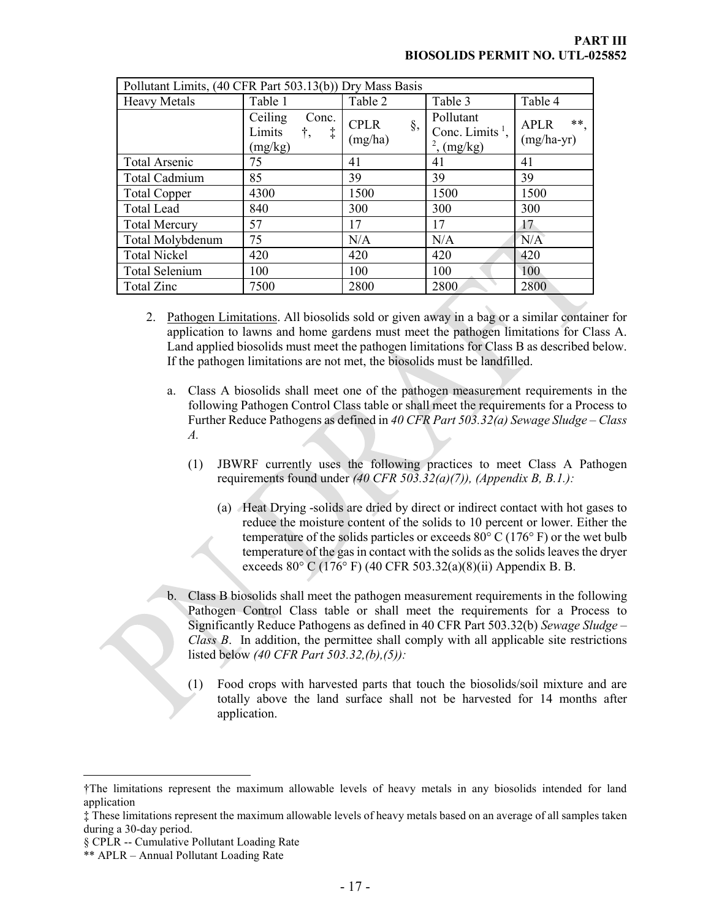| Pollutant Limits, (40 CFR Part 503.13(b)) Dry Mass Basis | | | | |
|---|---|---|---|---|
| Heavy Metals | Table 1 | Table 2 | Table 3 | Table 4 |
| | Ceiling Conc. Limits †, ‡ (mg/kg) | CPLR §, (mg/ha) | Pollutant Conc. Limits [1], [2], (mg/kg) | APLR **, (mg/ha-yr) |
| Total Arsenic | 75 | 41 | 41 | 41 |
| Total Cadmium | 85 | 39 | 39 | 39 |
| Total Copper | 4300 | 1500 | 1500 | 1500 |
| Total Lead | 840 | 300 | 300 | 300 |
| Total Mercury | 57 | 17 | 17 | 17 |
| Total Molybdenum | 75 | N/A | N/A | N/A |
| Total Nickel | 420 | 420 | 420 | 420 |
| Total Selenium | 100 | 100 | 100 | 100 |
| Total Zinc | 7500 | 2800 | 2800 | 2800 |

2. Pathogen Limitations. All biosolids sold or given away in a bag or a similar container for application to lawns and home gardens must meet the pathogen limitations for Class A. Land applied biosolids must meet the pathogen limitations for Class B as described below. If the pathogen limitations are not met, the biosolids must be landfilled.

   a. Class A biosolids shall meet one of the pathogen measurement requirements in the following Pathogen Control Class table or shall meet the requirements for a Process to Further Reduce Pathogens as defined in *40 CFR Part 503.32(a) Sewage Sludge – Class A.*

      (1) JBWRF currently uses the following practices to meet Class A Pathogen requirements found under *(40 CFR 503.32(a)(7)), (Appendix B, B.1.):*

         (a) Heat Drying -solids are dried by direct or indirect contact with hot gases to reduce the moisture content of the solids to 10 percent or lower. Either the temperature of the solids particles or exceeds 80° C (176° F) or the wet bulb temperature of the gas in contact with the solids as the solids leaves the dryer exceeds 80° C (176° F) (40 CFR 503.32(a)(8)(ii) Appendix B. B.

   b. Class B biosolids shall meet the pathogen measurement requirements in the following Pathogen Control Class table or shall meet the requirements for a Process to Significantly Reduce Pathogens as defined in 40 CFR Part 503.32(b) *Sewage Sludge – Class B*. In addition, the permittee shall comply with all applicable site restrictions listed below *(40 CFR Part 503.32,(b),(5)):*

      (1) Food crops with harvested parts that touch the biosolids/soil mixture and are totally above the land surface shall not be harvested for 14 months after application.

---

†The limitations represent the maximum allowable levels of heavy metals in any biosolids intended for land application

‡ These limitations represent the maximum allowable levels of heavy metals based on an average of all samples taken during a 30-day period.

§ CPLR -- Cumulative Pollutant Loading Rate

** APLR – Annual Pollutant Loading Rate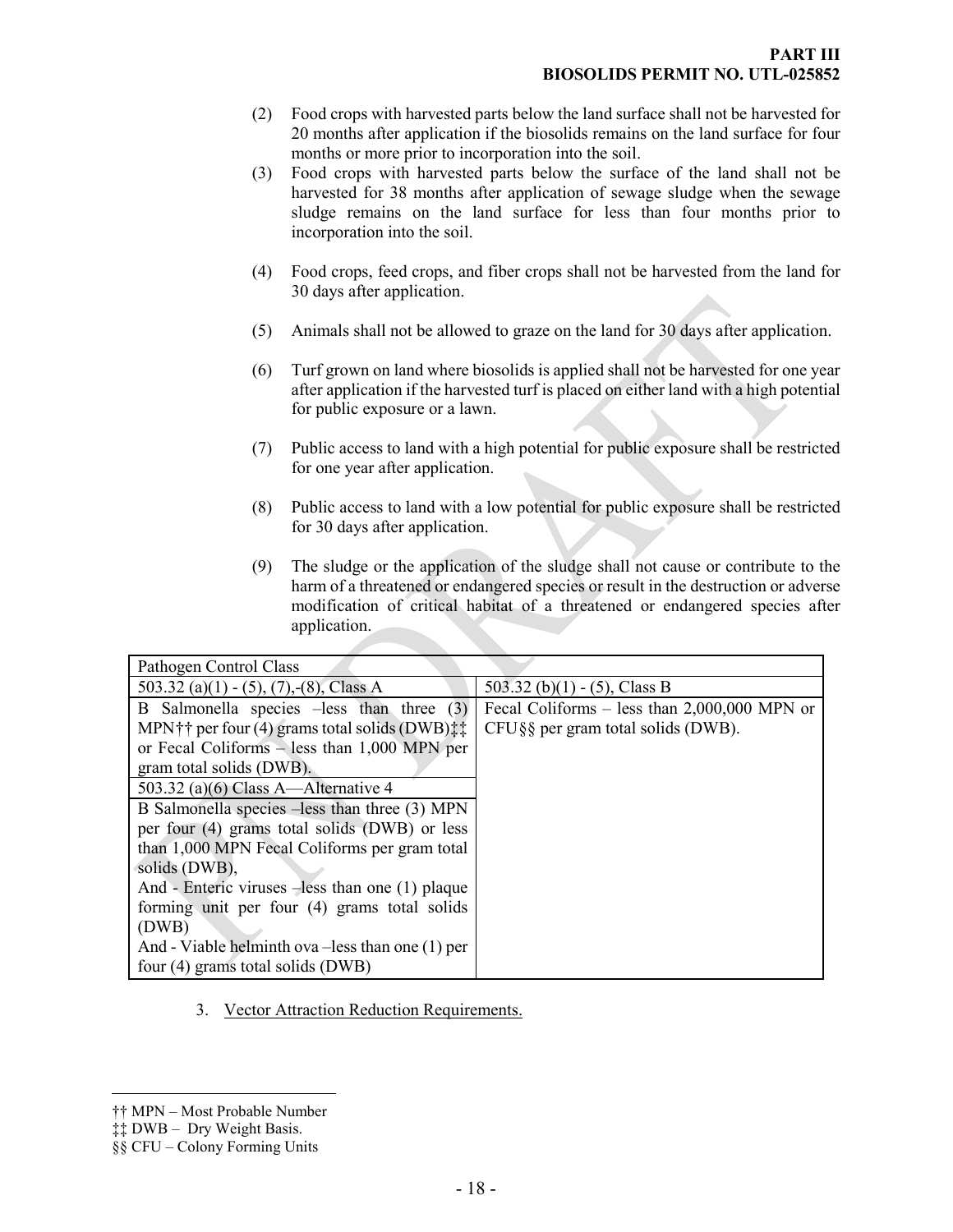(2) Food crops with harvested parts below the land surface shall not be harvested for 20 months after application if the biosolids remains on the land surface for four months or more prior to incorporation into the soil.

(3) Food crops with harvested parts below the surface of the land shall not be harvested for 38 months after application of sewage sludge when the sewage sludge remains on the land surface for less than four months prior to incorporation into the soil.

(4) Food crops, feed crops, and fiber crops shall not be harvested from the land for 30 days after application.

(5) Animals shall not be allowed to graze on the land for 30 days after application.

(6) Turf grown on land where biosolids is applied shall not be harvested for one year after application if the harvested turf is placed on either land with a high potential for public exposure or a lawn.

(7) Public access to land with a high potential for public exposure shall be restricted for one year after application.

(8) Public access to land with a low potential for public exposure shall be restricted for 30 days after application.

(9) The sludge or the application of the sludge shall not cause or contribute to the harm of a threatened or endangered species or result in the destruction or adverse modification of critical habitat of a threatened or endangered species after application.

| Pathogen Control Class | |
|---|---|
| 503.32 (a)(1) - (5), (7),-(8), Class A | 503.32 (b)(1) - (5), Class B |
| B Salmonella species –less than three (3) MPN†† per four (4) grams total solids (DWB)‡‡ or Fecal Coliforms – less than 1,000 MPN per gram total solids (DWB). | Fecal Coliforms – less than 2,000,000 MPN or CFU§§ per gram total solids (DWB). |
| 503.32 (a)(6) Class A—Alternative 4 | |
| B Salmonella species –less than three (3) MPN per four (4) grams total solids (DWB) or less than 1,000 MPN Fecal Coliforms per gram total solids (DWB),<br>And - Enteric viruses –less than one (1) plaque forming unit per four (4) grams total solids (DWB)<br>And - Viable helminth ova –less than one (1) per four (4) grams total solids (DWB) | |

3. Vector Attraction Reduction Requirements.

†† MPN – Most Probable Number

‡‡ DWB – Dry Weight Basis.

§§ CFU – Colony Forming Units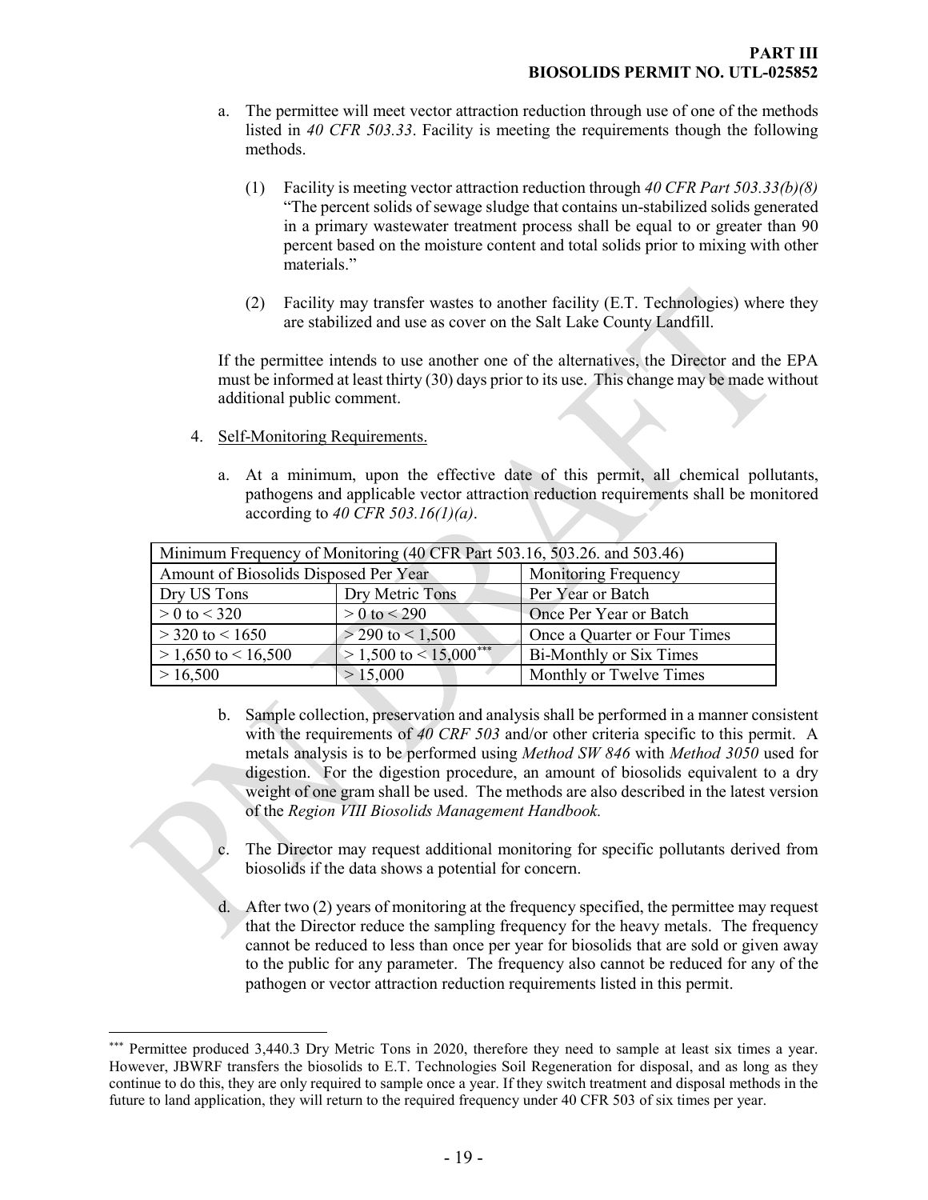a. The permittee will meet vector attraction reduction through use of one of the methods listed in *40 CFR 503.33*. Facility is meeting the requirements though the following methods.

   (1) Facility is meeting vector attraction reduction through *40 CFR Part 503.33(b)(8)* "The percent solids of sewage sludge that contains un-stabilized solids generated in a primary wastewater treatment process shall be equal to or greater than 90 percent based on the moisture content and total solids prior to mixing with other materials."

   (2) Facility may transfer wastes to another facility (E.T. Technologies) where they are stabilized and use as cover on the Salt Lake County Landfill.

   If the permittee intends to use another one of the alternatives, the Director and the EPA must be informed at least thirty (30) days prior to its use. This change may be made without additional public comment.

4. Self-Monitoring Requirements.

   a. At a minimum, upon the effective date of this permit, all chemical pollutants, pathogens and applicable vector attraction reduction requirements shall be monitored according to *40 CFR 503.16(1)(a)*.

| Minimum Frequency of Monitoring (40 CFR Part 503.16, 503.26. and 503.46) | | |
|---|---|---|
| Amount of Biosolids Disposed Per Year | | Monitoring Frequency |
| Dry US Tons | Dry Metric Tons | Per Year or Batch |
| > 0 to < 320 | > 0 to < 290 | Once Per Year or Batch |
| > 320 to < 1650 | > 290 to < 1,500 | Once a Quarter or Four Times |
| > 1,650 to < 16,500 | > 1,500 to < 15,000[***] | Bi-Monthly or Six Times |
| > 16,500 | > 15,000 | Monthly or Twelve Times |

   b. Sample collection, preservation and analysis shall be performed in a manner consistent with the requirements of *40 CRF 503* and/or other criteria specific to this permit. A metals analysis is to be performed using *Method SW 846* with *Method 3050* used for digestion. For the digestion procedure, an amount of biosolids equivalent to a dry weight of one gram shall be used. The methods are also described in the latest version of the *Region VIII Biosolids Management Handbook.*

   c. The Director may request additional monitoring for specific pollutants derived from biosolids if the data shows a potential for concern.

   d. After two (2) years of monitoring at the frequency specified, the permittee may request that the Director reduce the sampling frequency for the heavy metals. The frequency cannot be reduced to less than once per year for biosolids that are sold or given away to the public for any parameter. The frequency also cannot be reduced for any of the pathogen or vector attraction reduction requirements listed in this permit.

[***] Permittee produced 3,440.3 Dry Metric Tons in 2020, therefore they need to sample at least six times a year. However, JBWRF transfers the biosolids to E.T. Technologies Soil Regeneration for disposal, and as long as they continue to do this, they are only required to sample once a year. If they switch treatment and disposal methods in the future to land application, they will return to the required frequency under 40 CFR 503 of six times per year.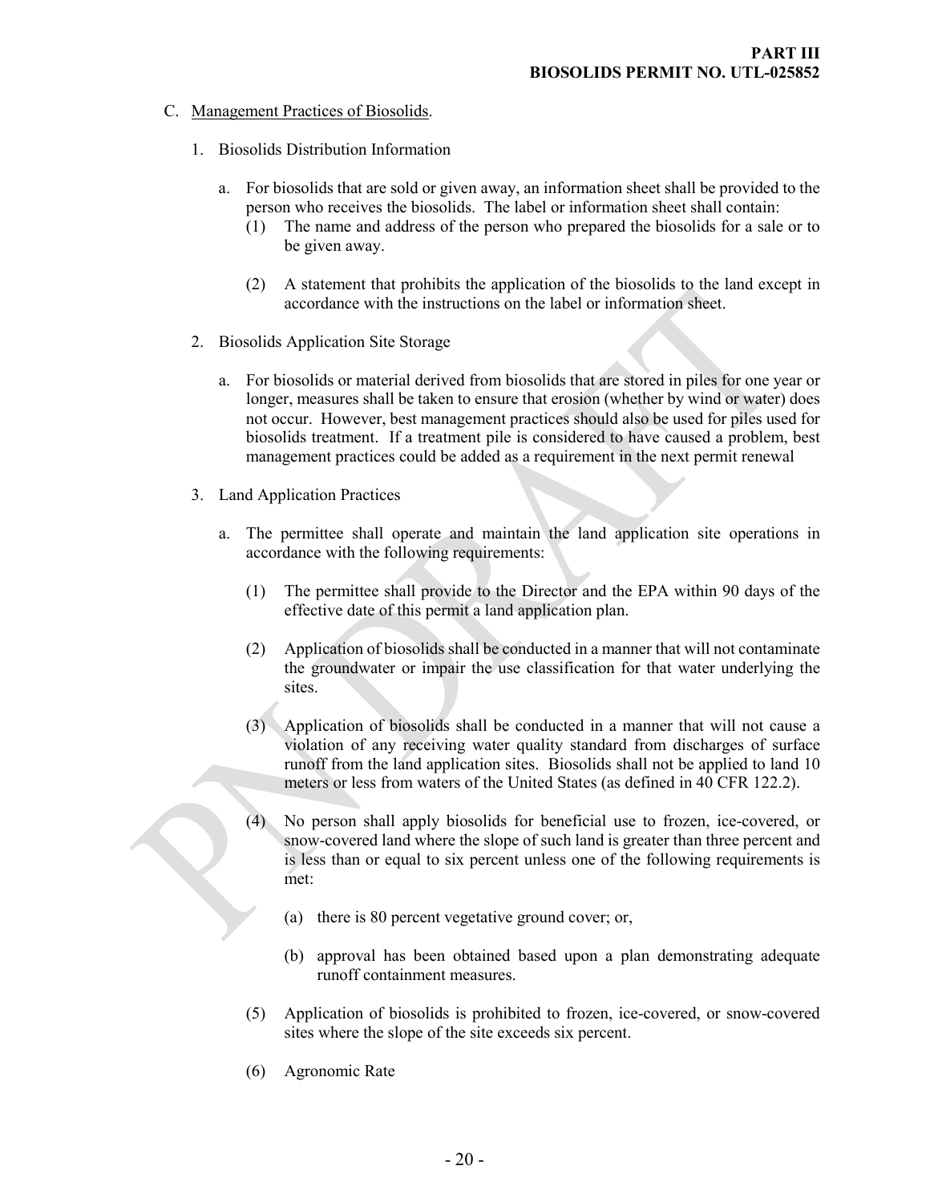C. Management Practices of Biosolids.

1. Biosolids Distribution Information

   a. For biosolids that are sold or given away, an information sheet shall be provided to the person who receives the biosolids. The label or information sheet shall contain:

      (1) The name and address of the person who prepared the biosolids for a sale or to be given away.

      (2) A statement that prohibits the application of the biosolids to the land except in accordance with the instructions on the label or information sheet.

2. Biosolids Application Site Storage

   a. For biosolids or material derived from biosolids that are stored in piles for one year or longer, measures shall be taken to ensure that erosion (whether by wind or water) does not occur. However, best management practices should also be used for piles used for biosolids treatment. If a treatment pile is considered to have caused a problem, best management practices could be added as a requirement in the next permit renewal

3. Land Application Practices

   a. The permittee shall operate and maintain the land application site operations in accordance with the following requirements:

      (1) The permittee shall provide to the Director and the EPA within 90 days of the effective date of this permit a land application plan.

      (2) Application of biosolids shall be conducted in a manner that will not contaminate the groundwater or impair the use classification for that water underlying the sites.

      (3) Application of biosolids shall be conducted in a manner that will not cause a violation of any receiving water quality standard from discharges of surface runoff from the land application sites. Biosolids shall not be applied to land 10 meters or less from waters of the United States (as defined in 40 CFR 122.2).

      (4) No person shall apply biosolids for beneficial use to frozen, ice-covered, or snow-covered land where the slope of such land is greater than three percent and is less than or equal to six percent unless one of the following requirements is met:

         (a) there is 80 percent vegetative ground cover; or,

         (b) approval has been obtained based upon a plan demonstrating adequate runoff containment measures.

      (5) Application of biosolids is prohibited to frozen, ice-covered, or snow-covered sites where the slope of the site exceeds six percent.

      (6) Agronomic Rate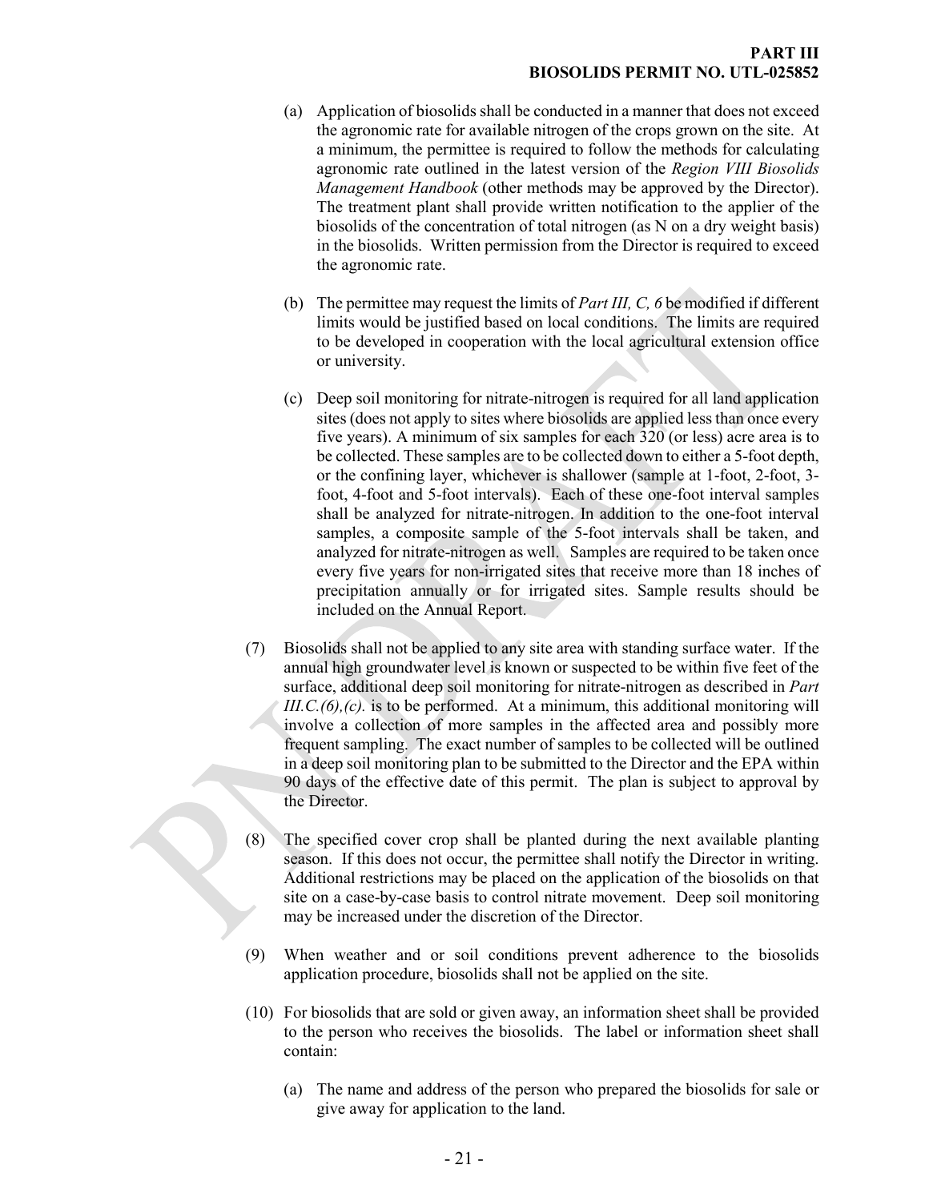(a) Application of biosolids shall be conducted in a manner that does not exceed the agronomic rate for available nitrogen of the crops grown on the site. At a minimum, the permittee is required to follow the methods for calculating agronomic rate outlined in the latest version of the *Region VIII Biosolids Management Handbook* (other methods may be approved by the Director). The treatment plant shall provide written notification to the applier of the biosolids of the concentration of total nitrogen (as N on a dry weight basis) in the biosolids. Written permission from the Director is required to exceed the agronomic rate.

(b) The permittee may request the limits of *Part III, C, 6* be modified if different limits would be justified based on local conditions. The limits are required to be developed in cooperation with the local agricultural extension office or university.

(c) Deep soil monitoring for nitrate-nitrogen is required for all land application sites (does not apply to sites where biosolids are applied less than once every five years). A minimum of six samples for each 320 (or less) acre area is to be collected. These samples are to be collected down to either a 5-foot depth, or the confining layer, whichever is shallower (sample at 1-foot, 2-foot, 3-foot, 4-foot and 5-foot intervals). Each of these one-foot interval samples shall be analyzed for nitrate-nitrogen. In addition to the one-foot interval samples, a composite sample of the 5-foot intervals shall be taken, and analyzed for nitrate-nitrogen as well. Samples are required to be taken once every five years for non-irrigated sites that receive more than 18 inches of precipitation annually or for irrigated sites. Sample results should be included on the Annual Report.

(7) Biosolids shall not be applied to any site area with standing surface water. If the annual high groundwater level is known or suspected to be within five feet of the surface, additional deep soil monitoring for nitrate-nitrogen as described in *Part III.C.(6),(c).* is to be performed. At a minimum, this additional monitoring will involve a collection of more samples in the affected area and possibly more frequent sampling. The exact number of samples to be collected will be outlined in a deep soil monitoring plan to be submitted to the Director and the EPA within 90 days of the effective date of this permit. The plan is subject to approval by the Director.

(8) The specified cover crop shall be planted during the next available planting season. If this does not occur, the permittee shall notify the Director in writing. Additional restrictions may be placed on the application of the biosolids on that site on a case-by-case basis to control nitrate movement. Deep soil monitoring may be increased under the discretion of the Director.

(9) When weather and or soil conditions prevent adherence to the biosolids application procedure, biosolids shall not be applied on the site.

(10) For biosolids that are sold or given away, an information sheet shall be provided to the person who receives the biosolids. The label or information sheet shall contain:

(a) The name and address of the person who prepared the biosolids for sale or give away for application to the land.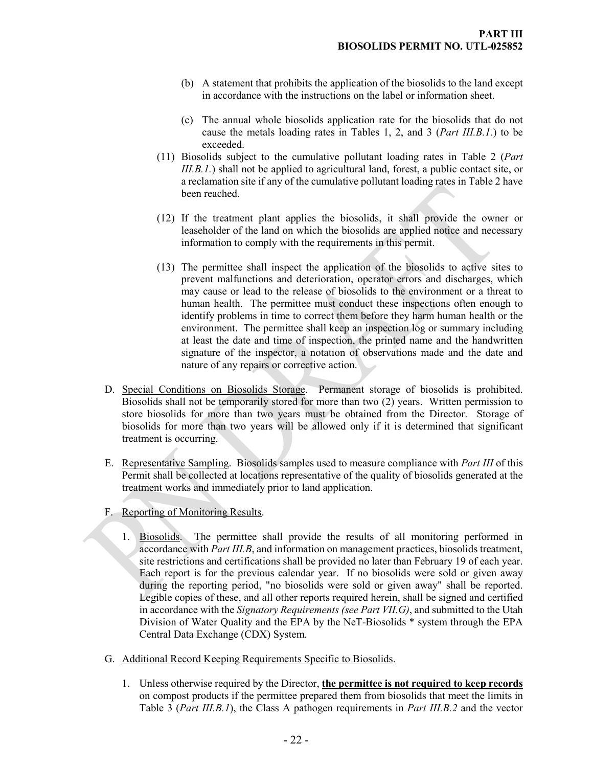(b) A statement that prohibits the application of the biosolids to the land except in accordance with the instructions on the label or information sheet.

(c) The annual whole biosolids application rate for the biosolids that do not cause the metals loading rates in Tables 1, 2, and 3 (*Part III.B.1.*) to be exceeded.

(11) Biosolids subject to the cumulative pollutant loading rates in Table 2 (*Part III.B.1.*) shall not be applied to agricultural land, forest, a public contact site, or a reclamation site if any of the cumulative pollutant loading rates in Table 2 have been reached.

(12) If the treatment plant applies the biosolids, it shall provide the owner or leaseholder of the land on which the biosolids are applied notice and necessary information to comply with the requirements in this permit.

(13) The permittee shall inspect the application of the biosolids to active sites to prevent malfunctions and deterioration, operator errors and discharges, which may cause or lead to the release of biosolids to the environment or a threat to human health. The permittee must conduct these inspections often enough to identify problems in time to correct them before they harm human health or the environment. The permittee shall keep an inspection log or summary including at least the date and time of inspection, the printed name and the handwritten signature of the inspector, a notation of observations made and the date and nature of any repairs or corrective action.

D. Special Conditions on Biosolids Storage. Permanent storage of biosolids is prohibited. Biosolids shall not be temporarily stored for more than two (2) years. Written permission to store biosolids for more than two years must be obtained from the Director. Storage of biosolids for more than two years will be allowed only if it is determined that significant treatment is occurring.

E. Representative Sampling. Biosolids samples used to measure compliance with *Part III* of this Permit shall be collected at locations representative of the quality of biosolids generated at the treatment works and immediately prior to land application.

F. Reporting of Monitoring Results.

1. Biosolids. The permittee shall provide the results of all monitoring performed in accordance with *Part III.B*, and information on management practices, biosolids treatment, site restrictions and certifications shall be provided no later than February 19 of each year. Each report is for the previous calendar year. If no biosolids were sold or given away during the reporting period, "no biosolids were sold or given away" shall be reported. Legible copies of these, and all other reports required herein, shall be signed and certified in accordance with the *Signatory Requirements (see Part VII.G)*, and submitted to the Utah Division of Water Quality and the EPA by the NeT-Biosolids * system through the EPA Central Data Exchange (CDX) System.

G. Additional Record Keeping Requirements Specific to Biosolids.

1. Unless otherwise required by the Director, **the permittee is not required to keep records** on compost products if the permittee prepared them from biosolids that meet the limits in Table 3 (*Part III.B.1*), the Class A pathogen requirements in *Part III.B.2* and the vector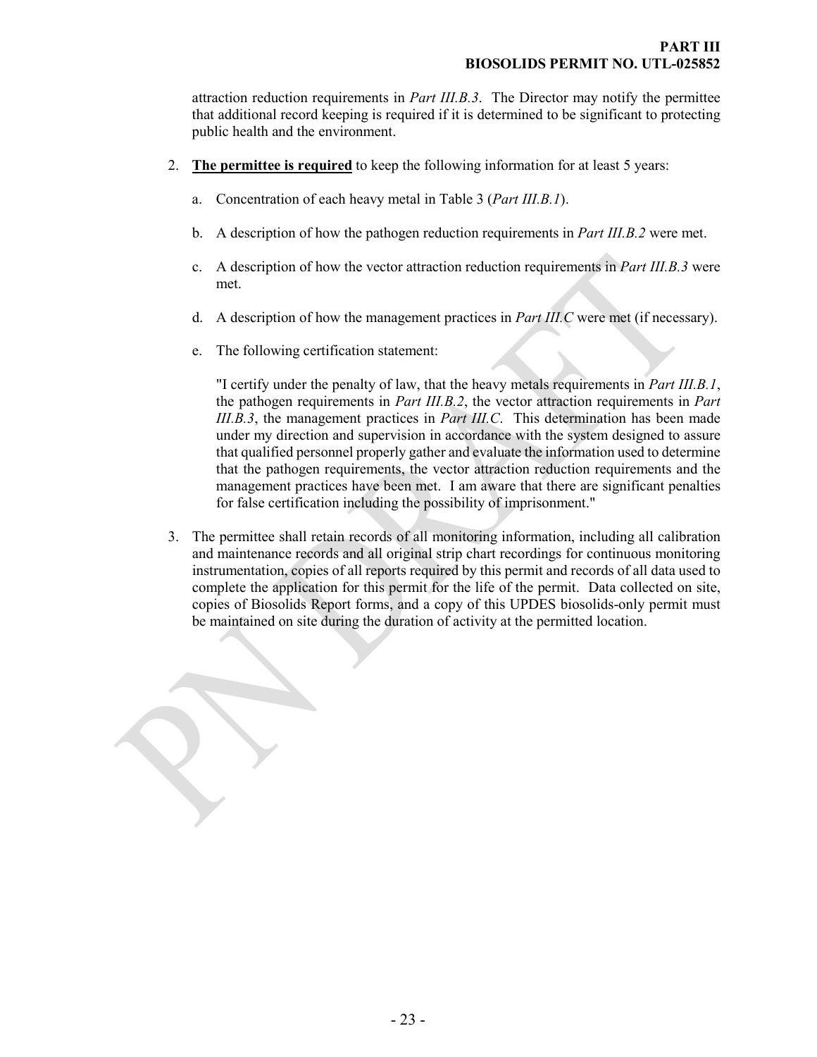attraction reduction requirements in *Part III.B.3*. The Director may notify the permittee that additional record keeping is required if it is determined to be significant to protecting public health and the environment.

2. **The permittee is required** to keep the following information for at least 5 years:

   a. Concentration of each heavy metal in Table 3 (*Part III.B.1*).

   b. A description of how the pathogen reduction requirements in *Part III.B.2* were met.

   c. A description of how the vector attraction reduction requirements in *Part III.B.3* were met.

   d. A description of how the management practices in *Part III.C* were met (if necessary).

   e. The following certification statement:

   "I certify under the penalty of law, that the heavy metals requirements in *Part III.B.1*, the pathogen requirements in *Part III.B.2*, the vector attraction requirements in *Part III.B.3*, the management practices in *Part III.C*. This determination has been made under my direction and supervision in accordance with the system designed to assure that qualified personnel properly gather and evaluate the information used to determine that the pathogen requirements, the vector attraction reduction requirements and the management practices have been met. I am aware that there are significant penalties for false certification including the possibility of imprisonment."

3. The permittee shall retain records of all monitoring information, including all calibration and maintenance records and all original strip chart recordings for continuous monitoring instrumentation, copies of all reports required by this permit and records of all data used to complete the application for this permit for the life of the permit. Data collected on site, copies of Biosolids Report forms, and a copy of this UPDES biosolids-only permit must be maintained on site during the duration of activity at the permitted location.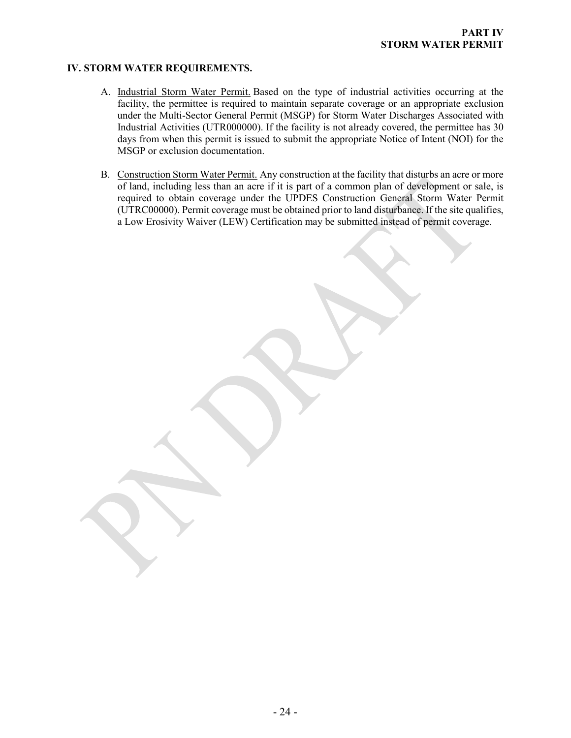## IV. STORM WATER REQUIREMENTS.

A. Industrial Storm Water Permit. Based on the type of industrial activities occurring at the facility, the permittee is required to maintain separate coverage or an appropriate exclusion under the Multi-Sector General Permit (MSGP) for Storm Water Discharges Associated with Industrial Activities (UTR000000). If the facility is not already covered, the permittee has 30 days from when this permit is issued to submit the appropriate Notice of Intent (NOI) for the MSGP or exclusion documentation.

B. Construction Storm Water Permit. Any construction at the facility that disturbs an acre or more of land, including less than an acre if it is part of a common plan of development or sale, is required to obtain coverage under the UPDES Construction General Storm Water Permit (UTRC00000). Permit coverage must be obtained prior to land disturbance. If the site qualifies, a Low Erosivity Waiver (LEW) Certification may be submitted instead of permit coverage.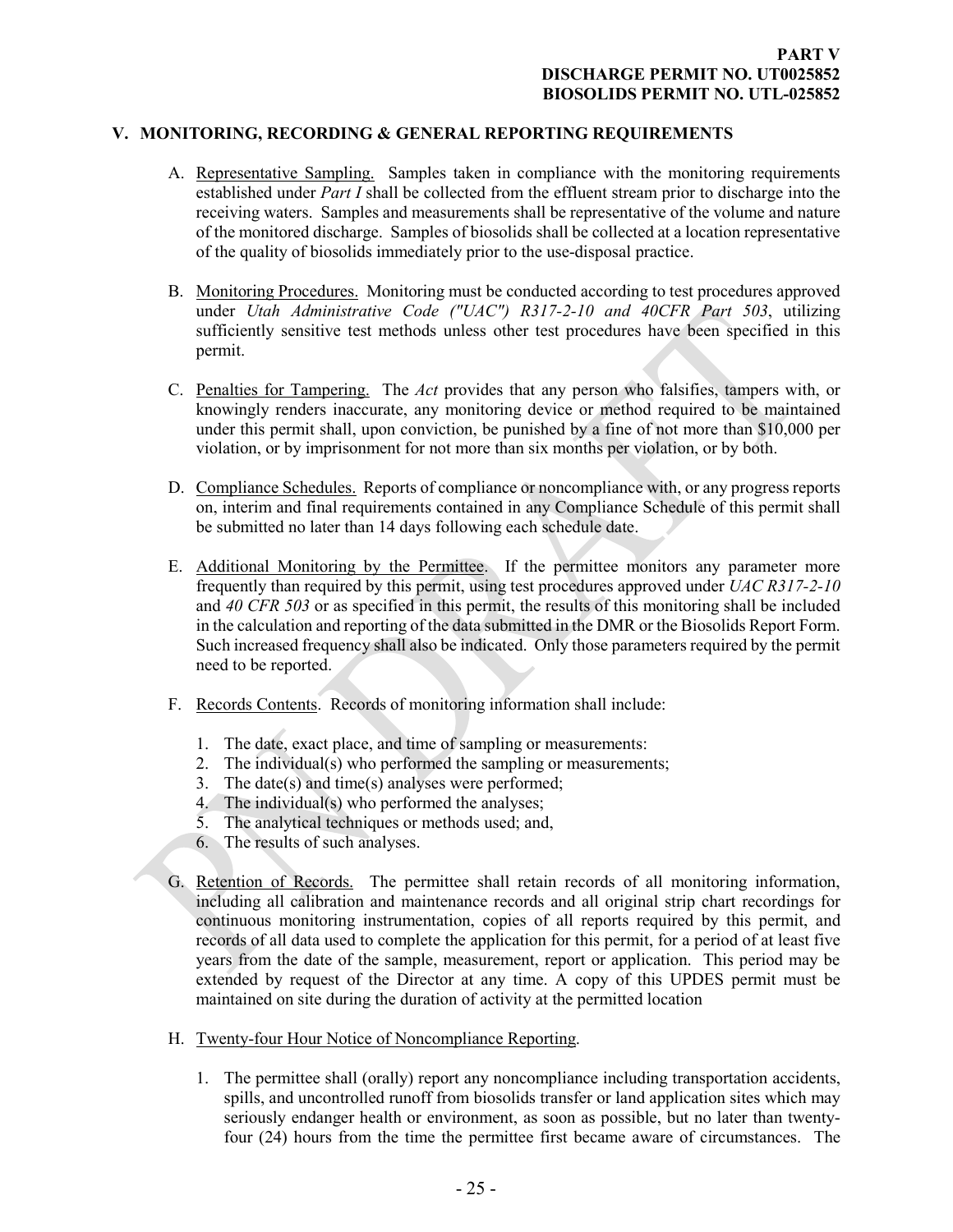# V. MONITORING, RECORDING & GENERAL REPORTING REQUIREMENTS

A. Representative Sampling. Samples taken in compliance with the monitoring requirements established under *Part I* shall be collected from the effluent stream prior to discharge into the receiving waters. Samples and measurements shall be representative of the volume and nature of the monitored discharge. Samples of biosolids shall be collected at a location representative of the quality of biosolids immediately prior to the use-disposal practice.

B. Monitoring Procedures. Monitoring must be conducted according to test procedures approved under *Utah Administrative Code ("UAC") R317-2-10 and 40CFR Part 503*, utilizing sufficiently sensitive test methods unless other test procedures have been specified in this permit.

C. Penalties for Tampering. The *Act* provides that any person who falsifies, tampers with, or knowingly renders inaccurate, any monitoring device or method required to be maintained under this permit shall, upon conviction, be punished by a fine of not more than $10,000 per violation, or by imprisonment for not more than six months per violation, or by both.

D. Compliance Schedules. Reports of compliance or noncompliance with, or any progress reports on, interim and final requirements contained in any Compliance Schedule of this permit shall be submitted no later than 14 days following each schedule date.

E. Additional Monitoring by the Permittee. If the permittee monitors any parameter more frequently than required by this permit, using test procedures approved under *UAC R317-2-10* and *40 CFR 503* or as specified in this permit, the results of this monitoring shall be included in the calculation and reporting of the data submitted in the DMR or the Biosolids Report Form. Such increased frequency shall also be indicated. Only those parameters required by the permit need to be reported.

F. Records Contents. Records of monitoring information shall include:

1. The date, exact place, and time of sampling or measurements:
2. The individual(s) who performed the sampling or measurements;
3. The date(s) and time(s) analyses were performed;
4. The individual(s) who performed the analyses;
5. The analytical techniques or methods used; and,
6. The results of such analyses.

G. Retention of Records. The permittee shall retain records of all monitoring information, including all calibration and maintenance records and all original strip chart recordings for continuous monitoring instrumentation, copies of all reports required by this permit, and records of all data used to complete the application for this permit, for a period of at least five years from the date of the sample, measurement, report or application. This period may be extended by request of the Director at any time. A copy of this UPDES permit must be maintained on site during the duration of activity at the permitted location

H. Twenty-four Hour Notice of Noncompliance Reporting.

1. The permittee shall (orally) report any noncompliance including transportation accidents, spills, and uncontrolled runoff from biosolids transfer or land application sites which may seriously endanger health or environment, as soon as possible, but no later than twenty-four (24) hours from the time the permittee first became aware of circumstances. The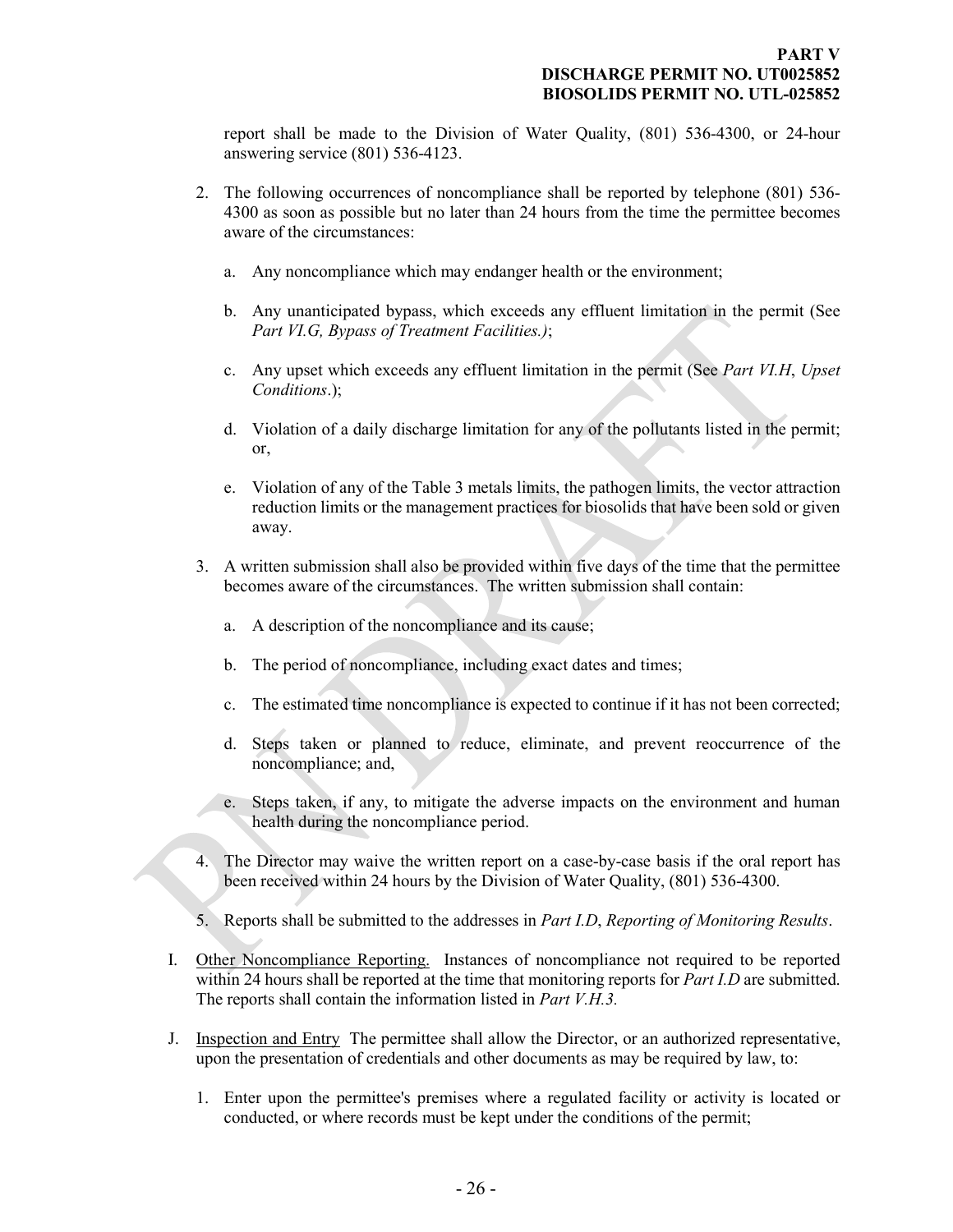report shall be made to the Division of Water Quality, (801) 536-4300, or 24-hour answering service (801) 536-4123.

2. The following occurrences of noncompliance shall be reported by telephone (801) 536-4300 as soon as possible but no later than 24 hours from the time the permittee becomes aware of the circumstances:

   a. Any noncompliance which may endanger health or the environment;

   b. Any unanticipated bypass, which exceeds any effluent limitation in the permit (See *Part VI.G, Bypass of Treatment Facilities.)*;

   c. Any upset which exceeds any effluent limitation in the permit (See *Part VI.H*, *Upset Conditions*.);

   d. Violation of a daily discharge limitation for any of the pollutants listed in the permit; or,

   e. Violation of any of the Table 3 metals limits, the pathogen limits, the vector attraction reduction limits or the management practices for biosolids that have been sold or given away.

3. A written submission shall also be provided within five days of the time that the permittee becomes aware of the circumstances. The written submission shall contain:

   a. A description of the noncompliance and its cause;

   b. The period of noncompliance, including exact dates and times;

   c. The estimated time noncompliance is expected to continue if it has not been corrected;

   d. Steps taken or planned to reduce, eliminate, and prevent reoccurrence of the noncompliance; and,

   e. Steps taken, if any, to mitigate the adverse impacts on the environment and human health during the noncompliance period.

4. The Director may waive the written report on a case-by-case basis if the oral report has been received within 24 hours by the Division of Water Quality, (801) 536-4300.

5. Reports shall be submitted to the addresses in *Part I.D*, *Reporting of Monitoring Results*.

I. Other Noncompliance Reporting. Instances of noncompliance not required to be reported within 24 hours shall be reported at the time that monitoring reports for *Part I.D* are submitted. The reports shall contain the information listed in *Part V.H.3.*

J. Inspection and Entry The permittee shall allow the Director, or an authorized representative, upon the presentation of credentials and other documents as may be required by law, to:

   1. Enter upon the permittee's premises where a regulated facility or activity is located or conducted, or where records must be kept under the conditions of the permit;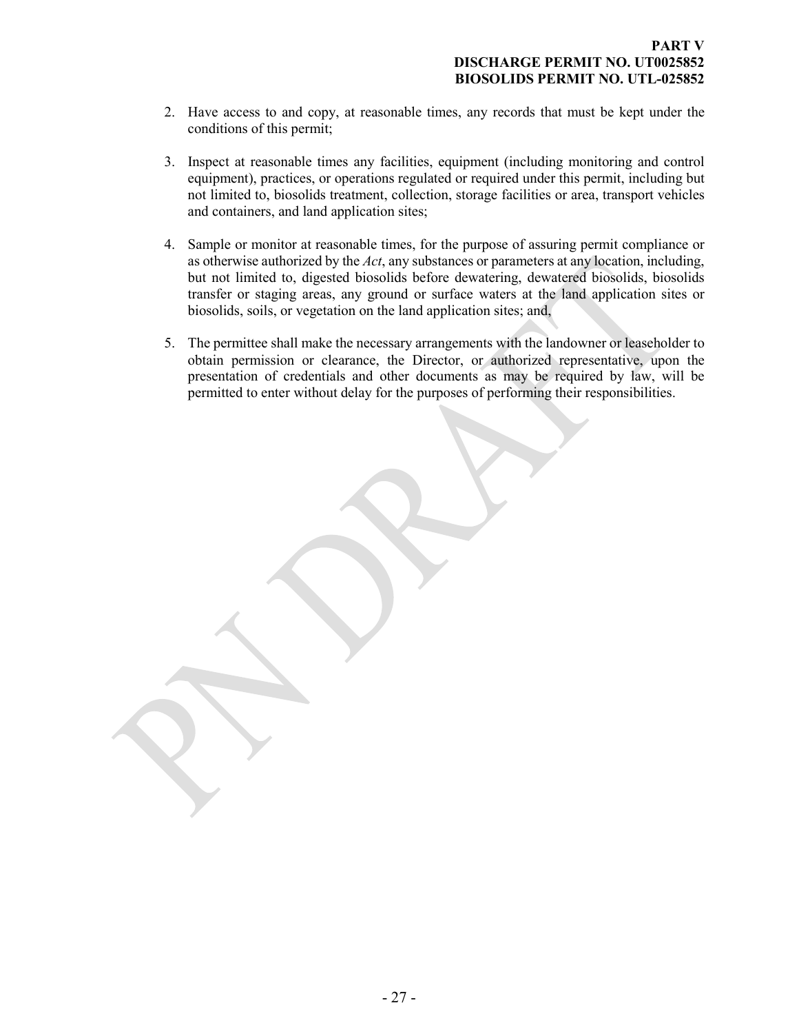2. Have access to and copy, at reasonable times, any records that must be kept under the conditions of this permit;

3. Inspect at reasonable times any facilities, equipment (including monitoring and control equipment), practices, or operations regulated or required under this permit, including but not limited to, biosolids treatment, collection, storage facilities or area, transport vehicles and containers, and land application sites;

4. Sample or monitor at reasonable times, for the purpose of assuring permit compliance or as otherwise authorized by the *Act*, any substances or parameters at any location, including, but not limited to, digested biosolids before dewatering, dewatered biosolids, biosolids transfer or staging areas, any ground or surface waters at the land application sites or biosolids, soils, or vegetation on the land application sites; and,

5. The permittee shall make the necessary arrangements with the landowner or leaseholder to obtain permission or clearance, the Director, or authorized representative, upon the presentation of credentials and other documents as may be required by law, will be permitted to enter without delay for the purposes of performing their responsibilities.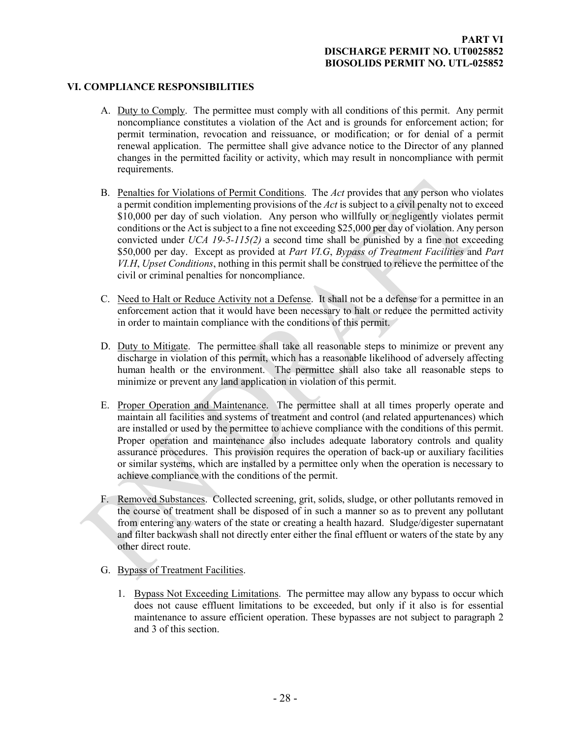### VI. COMPLIANCE RESPONSIBILITIES

A. Duty to Comply. The permittee must comply with all conditions of this permit. Any permit noncompliance constitutes a violation of the Act and is grounds for enforcement action; for permit termination, revocation and reissuance, or modification; or for denial of a permit renewal application. The permittee shall give advance notice to the Director of any planned changes in the permitted facility or activity, which may result in noncompliance with permit requirements.

B. Penalties for Violations of Permit Conditions. The *Act* provides that any person who violates a permit condition implementing provisions of the *Act* is subject to a civil penalty not to exceed $10,000 per day of such violation. Any person who willfully or negligently violates permit conditions or the Act is subject to a fine not exceeding $25,000 per day of violation. Any person convicted under *UCA 19-5-115(2)* a second time shall be punished by a fine not exceeding $50,000 per day. Except as provided at *Part VI.G*, *Bypass of Treatment Facilities* and *Part VI.H*, *Upset Conditions*, nothing in this permit shall be construed to relieve the permittee of the civil or criminal penalties for noncompliance.

C. Need to Halt or Reduce Activity not a Defense. It shall not be a defense for a permittee in an enforcement action that it would have been necessary to halt or reduce the permitted activity in order to maintain compliance with the conditions of this permit.

D. Duty to Mitigate. The permittee shall take all reasonable steps to minimize or prevent any discharge in violation of this permit, which has a reasonable likelihood of adversely affecting human health or the environment. The permittee shall also take all reasonable steps to minimize or prevent any land application in violation of this permit.

E. Proper Operation and Maintenance. The permittee shall at all times properly operate and maintain all facilities and systems of treatment and control (and related appurtenances) which are installed or used by the permittee to achieve compliance with the conditions of this permit. Proper operation and maintenance also includes adequate laboratory controls and quality assurance procedures. This provision requires the operation of back-up or auxiliary facilities or similar systems, which are installed by a permittee only when the operation is necessary to achieve compliance with the conditions of the permit.

F. Removed Substances. Collected screening, grit, solids, sludge, or other pollutants removed in the course of treatment shall be disposed of in such a manner so as to prevent any pollutant from entering any waters of the state or creating a health hazard. Sludge/digester supernatant and filter backwash shall not directly enter either the final effluent or waters of the state by any other direct route.

G. Bypass of Treatment Facilities.

1. Bypass Not Exceeding Limitations. The permittee may allow any bypass to occur which does not cause effluent limitations to be exceeded, but only if it also is for essential maintenance to assure efficient operation. These bypasses are not subject to paragraph 2 and 3 of this section.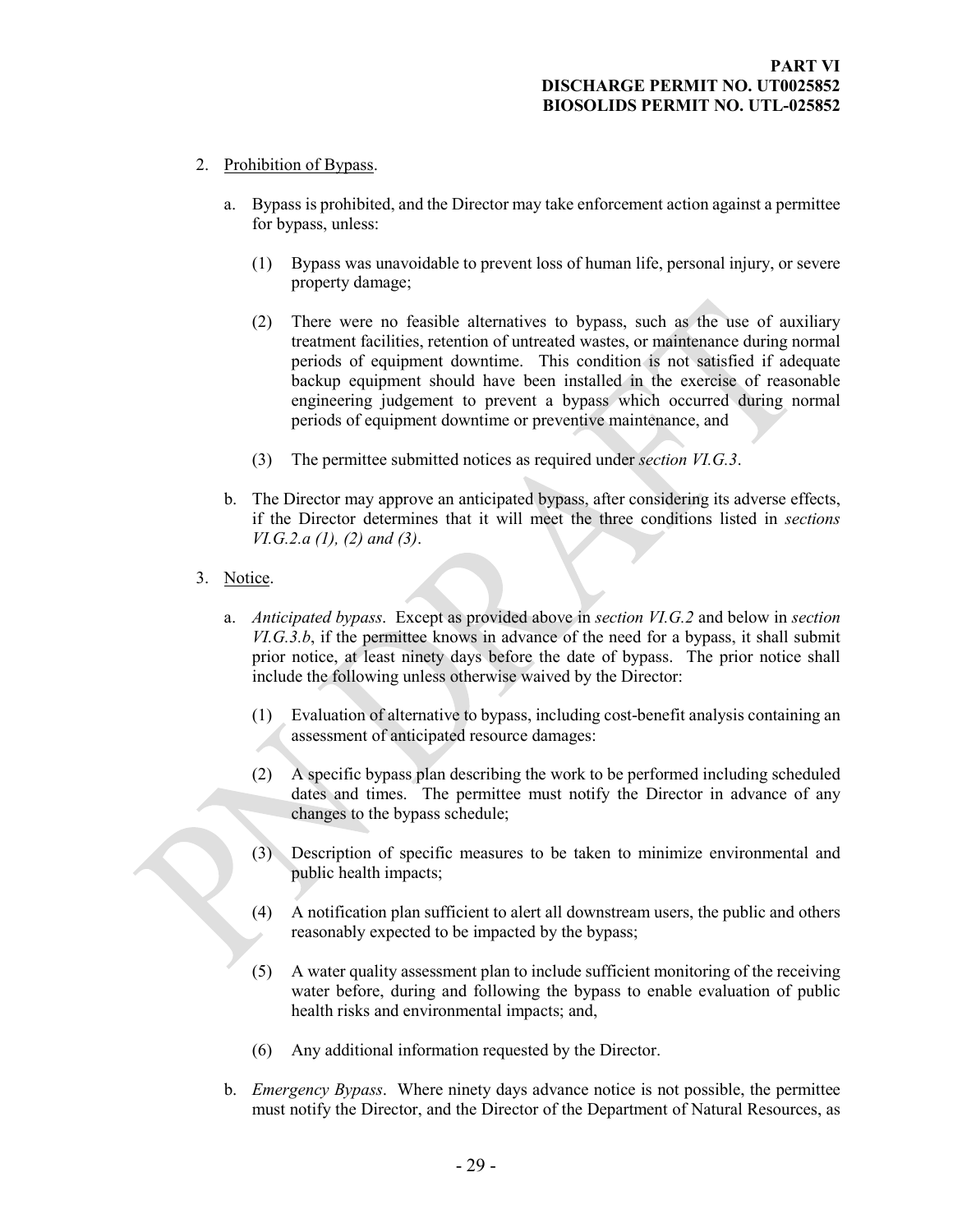2. Prohibition of Bypass.

   a. Bypass is prohibited, and the Director may take enforcement action against a permittee for bypass, unless:

      (1) Bypass was unavoidable to prevent loss of human life, personal injury, or severe property damage;

      (2) There were no feasible alternatives to bypass, such as the use of auxiliary treatment facilities, retention of untreated wastes, or maintenance during normal periods of equipment downtime. This condition is not satisfied if adequate backup equipment should have been installed in the exercise of reasonable engineering judgement to prevent a bypass which occurred during normal periods of equipment downtime or preventive maintenance, and

      (3) The permittee submitted notices as required under *section VI.G.3*.

   b. The Director may approve an anticipated bypass, after considering its adverse effects, if the Director determines that it will meet the three conditions listed in *sections VI.G.2.a (1), (2) and (3)*.

3. Notice.

   a. *Anticipated bypass*. Except as provided above in *section VI.G.2* and below in *section VI.G.3.b*, if the permittee knows in advance of the need for a bypass, it shall submit prior notice, at least ninety days before the date of bypass. The prior notice shall include the following unless otherwise waived by the Director:

      (1) Evaluation of alternative to bypass, including cost-benefit analysis containing an assessment of anticipated resource damages:

      (2) A specific bypass plan describing the work to be performed including scheduled dates and times. The permittee must notify the Director in advance of any changes to the bypass schedule;

      (3) Description of specific measures to be taken to minimize environmental and public health impacts;

      (4) A notification plan sufficient to alert all downstream users, the public and others reasonably expected to be impacted by the bypass;

      (5) A water quality assessment plan to include sufficient monitoring of the receiving water before, during and following the bypass to enable evaluation of public health risks and environmental impacts; and,

      (6) Any additional information requested by the Director.

   b. *Emergency Bypass*. Where ninety days advance notice is not possible, the permittee must notify the Director, and the Director of the Department of Natural Resources, as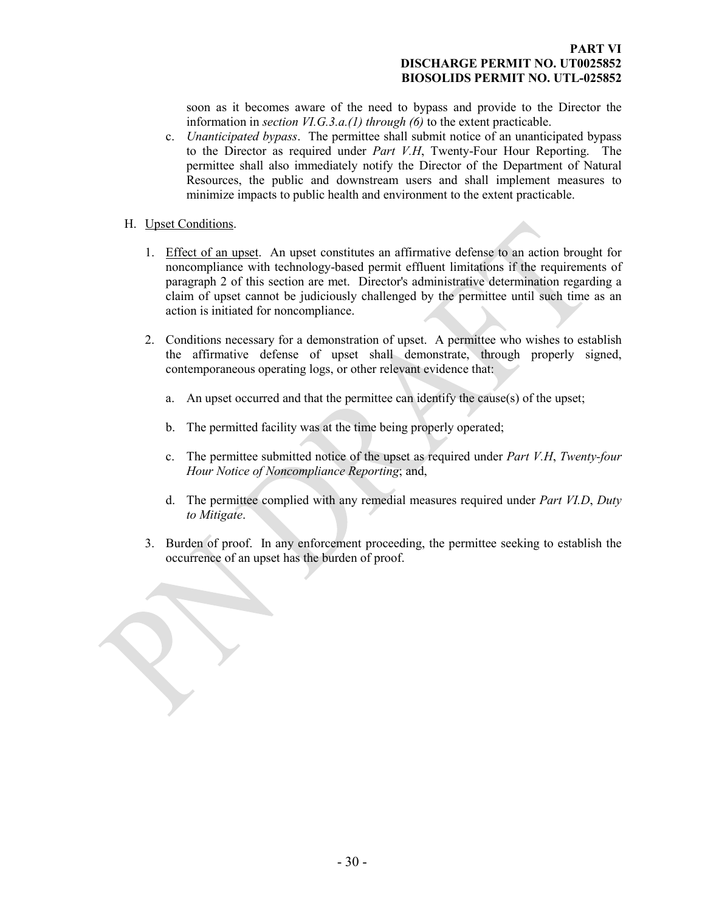soon as it becomes aware of the need to bypass and provide to the Director the information in *section VI.G.3.a.(1) through (6)* to the extent practicable.

c. *Unanticipated bypass*. The permittee shall submit notice of an unanticipated bypass to the Director as required under *Part V.H*, Twenty-Four Hour Reporting. The permittee shall also immediately notify the Director of the Department of Natural Resources, the public and downstream users and shall implement measures to minimize impacts to public health and environment to the extent practicable.

H. Upset Conditions.

1. Effect of an upset. An upset constitutes an affirmative defense to an action brought for noncompliance with technology-based permit effluent limitations if the requirements of paragraph 2 of this section are met. Director's administrative determination regarding a claim of upset cannot be judiciously challenged by the permittee until such time as an action is initiated for noncompliance.

2. Conditions necessary for a demonstration of upset. A permittee who wishes to establish the affirmative defense of upset shall demonstrate, through properly signed, contemporaneous operating logs, or other relevant evidence that:

   a. An upset occurred and that the permittee can identify the cause(s) of the upset;

   b. The permitted facility was at the time being properly operated;

   c. The permittee submitted notice of the upset as required under *Part V.H*, *Twenty-four Hour Notice of Noncompliance Reporting*; and,

   d. The permittee complied with any remedial measures required under *Part VI.D*, *Duty to Mitigate*.

3. Burden of proof. In any enforcement proceeding, the permittee seeking to establish the occurrence of an upset has the burden of proof.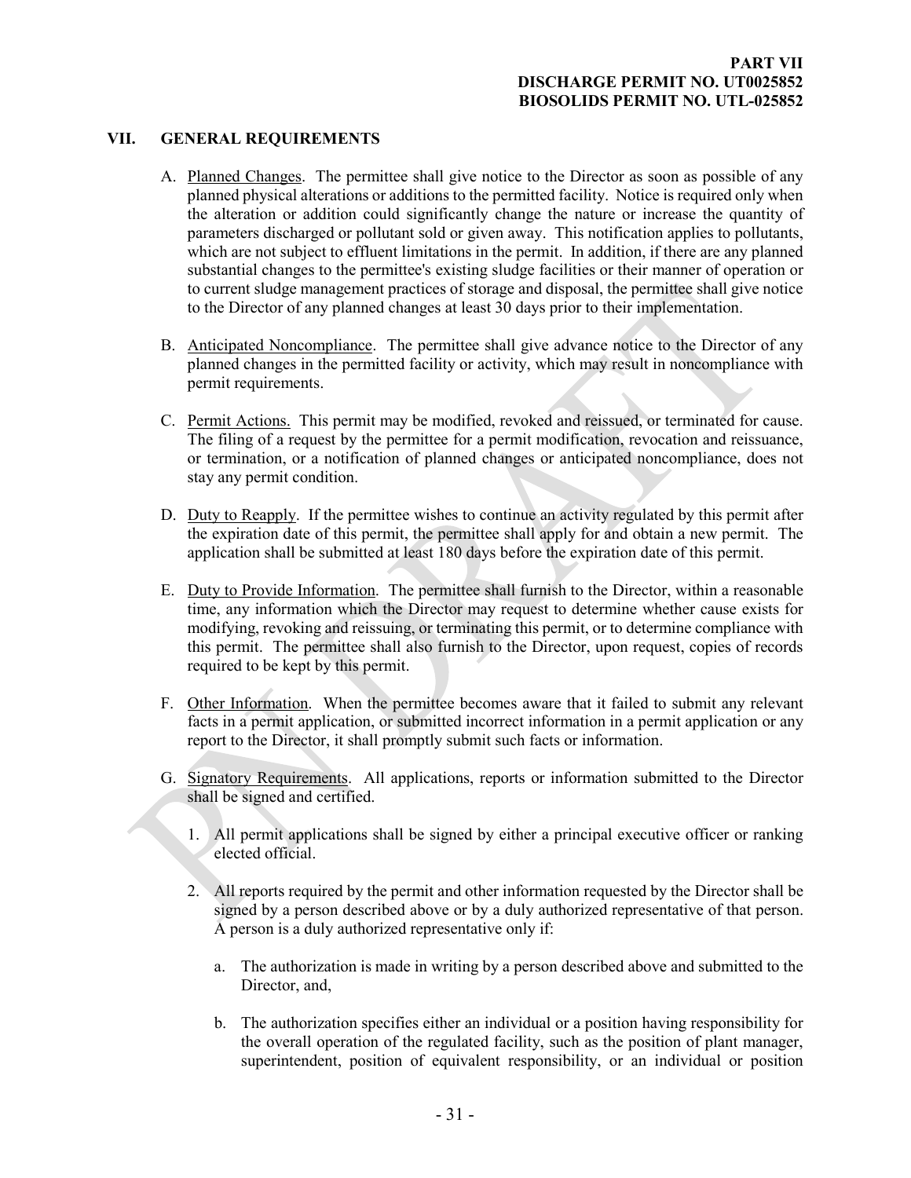## VII. GENERAL REQUIREMENTS

A. Planned Changes. The permittee shall give notice to the Director as soon as possible of any planned physical alterations or additions to the permitted facility. Notice is required only when the alteration or addition could significantly change the nature or increase the quantity of parameters discharged or pollutant sold or given away. This notification applies to pollutants, which are not subject to effluent limitations in the permit. In addition, if there are any planned substantial changes to the permittee's existing sludge facilities or their manner of operation or to current sludge management practices of storage and disposal, the permittee shall give notice to the Director of any planned changes at least 30 days prior to their implementation.

B. Anticipated Noncompliance. The permittee shall give advance notice to the Director of any planned changes in the permitted facility or activity, which may result in noncompliance with permit requirements.

C. Permit Actions. This permit may be modified, revoked and reissued, or terminated for cause. The filing of a request by the permittee for a permit modification, revocation and reissuance, or termination, or a notification of planned changes or anticipated noncompliance, does not stay any permit condition.

D. Duty to Reapply. If the permittee wishes to continue an activity regulated by this permit after the expiration date of this permit, the permittee shall apply for and obtain a new permit. The application shall be submitted at least 180 days before the expiration date of this permit.

E. Duty to Provide Information. The permittee shall furnish to the Director, within a reasonable time, any information which the Director may request to determine whether cause exists for modifying, revoking and reissuing, or terminating this permit, or to determine compliance with this permit. The permittee shall also furnish to the Director, upon request, copies of records required to be kept by this permit.

F. Other Information. When the permittee becomes aware that it failed to submit any relevant facts in a permit application, or submitted incorrect information in a permit application or any report to the Director, it shall promptly submit such facts or information.

G. Signatory Requirements. All applications, reports or information submitted to the Director shall be signed and certified.

1. All permit applications shall be signed by either a principal executive officer or ranking elected official.

2. All reports required by the permit and other information requested by the Director shall be signed by a person described above or by a duly authorized representative of that person. A person is a duly authorized representative only if:

   a. The authorization is made in writing by a person described above and submitted to the Director, and,

   b. The authorization specifies either an individual or a position having responsibility for the overall operation of the regulated facility, such as the position of plant manager, superintendent, position of equivalent responsibility, or an individual or position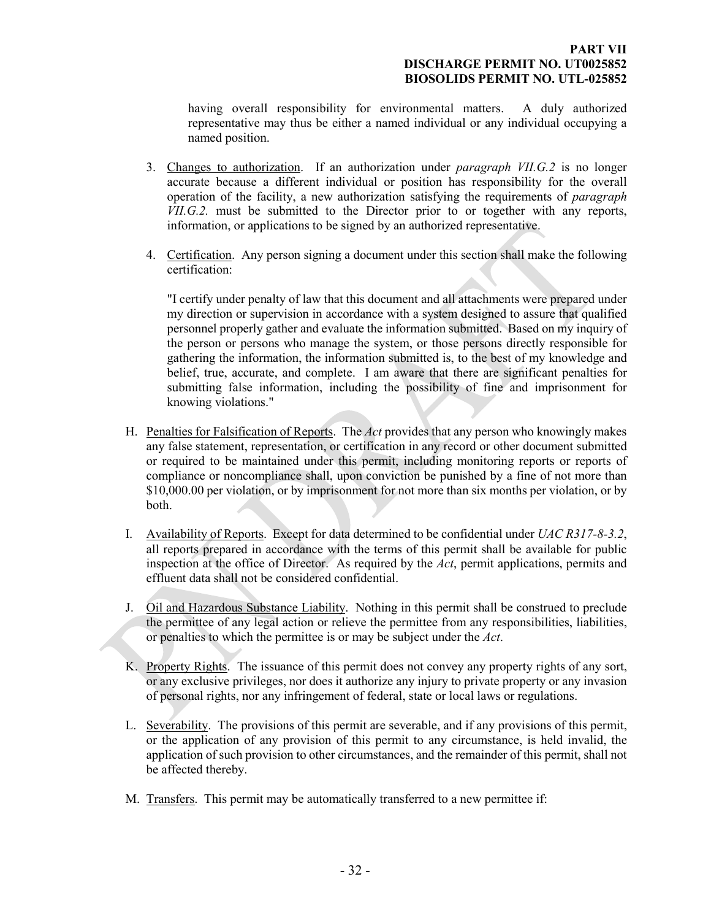having overall responsibility for environmental matters. A duly authorized representative may thus be either a named individual or any individual occupying a named position.

3. Changes to authorization. If an authorization under *paragraph VII.G.2* is no longer accurate because a different individual or position has responsibility for the overall operation of the facility, a new authorization satisfying the requirements of *paragraph VII.G.2.* must be submitted to the Director prior to or together with any reports, information, or applications to be signed by an authorized representative.

4. Certification. Any person signing a document under this section shall make the following certification:

   "I certify under penalty of law that this document and all attachments were prepared under my direction or supervision in accordance with a system designed to assure that qualified personnel properly gather and evaluate the information submitted. Based on my inquiry of the person or persons who manage the system, or those persons directly responsible for gathering the information, the information submitted is, to the best of my knowledge and belief, true, accurate, and complete. I am aware that there are significant penalties for submitting false information, including the possibility of fine and imprisonment for knowing violations."

H. Penalties for Falsification of Reports. The *Act* provides that any person who knowingly makes any false statement, representation, or certification in any record or other document submitted or required to be maintained under this permit, including monitoring reports or reports of compliance or noncompliance shall, upon conviction be punished by a fine of not more than $10,000.00 per violation, or by imprisonment for not more than six months per violation, or by both.

I. Availability of Reports. Except for data determined to be confidential under *UAC R317-8-3.2*, all reports prepared in accordance with the terms of this permit shall be available for public inspection at the office of Director. As required by the *Act*, permit applications, permits and effluent data shall not be considered confidential.

J. Oil and Hazardous Substance Liability. Nothing in this permit shall be construed to preclude the permittee of any legal action or relieve the permittee from any responsibilities, liabilities, or penalties to which the permittee is or may be subject under the *Act*.

K. Property Rights. The issuance of this permit does not convey any property rights of any sort, or any exclusive privileges, nor does it authorize any injury to private property or any invasion of personal rights, nor any infringement of federal, state or local laws or regulations.

L. Severability. The provisions of this permit are severable, and if any provisions of this permit, or the application of any provision of this permit to any circumstance, is held invalid, the application of such provision to other circumstances, and the remainder of this permit, shall not be affected thereby.

M. Transfers. This permit may be automatically transferred to a new permittee if: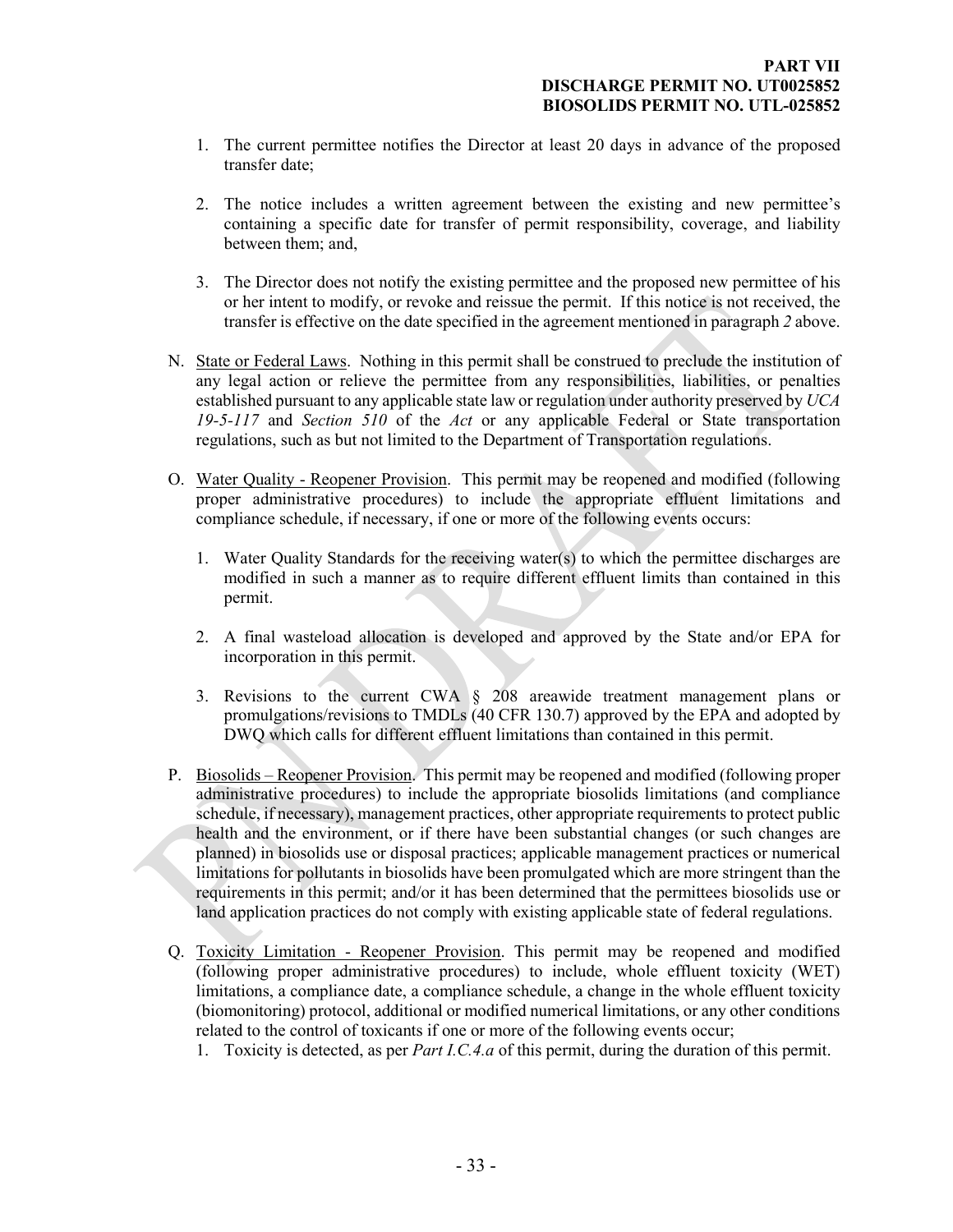1. The current permittee notifies the Director at least 20 days in advance of the proposed transfer date;

2. The notice includes a written agreement between the existing and new permittee's containing a specific date for transfer of permit responsibility, coverage, and liability between them; and,

3. The Director does not notify the existing permittee and the proposed new permittee of his or her intent to modify, or revoke and reissue the permit. If this notice is not received, the transfer is effective on the date specified in the agreement mentioned in paragraph *2* above.

N. State or Federal Laws. Nothing in this permit shall be construed to preclude the institution of any legal action or relieve the permittee from any responsibilities, liabilities, or penalties established pursuant to any applicable state law or regulation under authority preserved by *UCA 19-5-117* and *Section 510* of the *Act* or any applicable Federal or State transportation regulations, such as but not limited to the Department of Transportation regulations.

O. Water Quality - Reopener Provision. This permit may be reopened and modified (following proper administrative procedures) to include the appropriate effluent limitations and compliance schedule, if necessary, if one or more of the following events occurs:

1. Water Quality Standards for the receiving water(s) to which the permittee discharges are modified in such a manner as to require different effluent limits than contained in this permit.

2. A final wasteload allocation is developed and approved by the State and/or EPA for incorporation in this permit.

3. Revisions to the current CWA § 208 areawide treatment management plans or promulgations/revisions to TMDLs (40 CFR 130.7) approved by the EPA and adopted by DWQ which calls for different effluent limitations than contained in this permit.

P. Biosolids – Reopener Provision. This permit may be reopened and modified (following proper administrative procedures) to include the appropriate biosolids limitations (and compliance schedule, if necessary), management practices, other appropriate requirements to protect public health and the environment, or if there have been substantial changes (or such changes are planned) in biosolids use or disposal practices; applicable management practices or numerical limitations for pollutants in biosolids have been promulgated which are more stringent than the requirements in this permit; and/or it has been determined that the permittees biosolids use or land application practices do not comply with existing applicable state of federal regulations.

Q. Toxicity Limitation - Reopener Provision. This permit may be reopened and modified (following proper administrative procedures) to include, whole effluent toxicity (WET) limitations, a compliance date, a compliance schedule, a change in the whole effluent toxicity (biomonitoring) protocol, additional or modified numerical limitations, or any other conditions related to the control of toxicants if one or more of the following events occur;

1. Toxicity is detected, as per *Part I.C.4.a* of this permit, during the duration of this permit.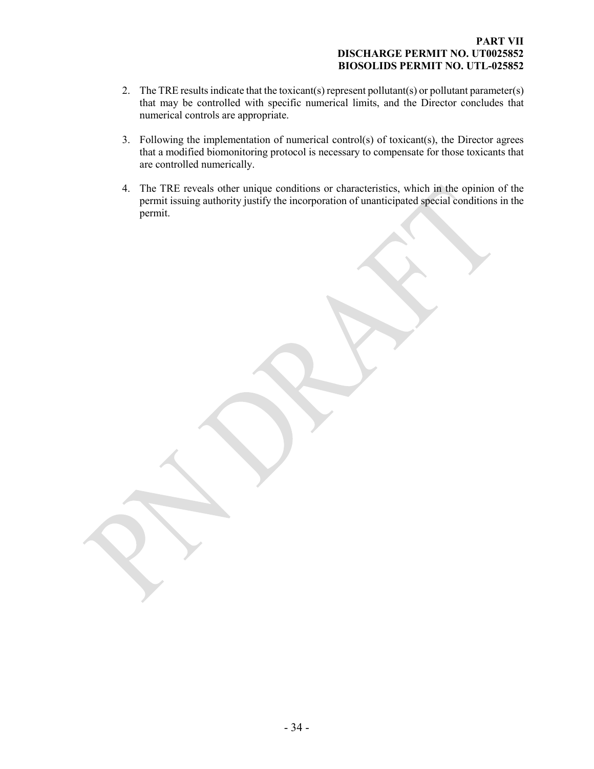2. The TRE results indicate that the toxicant(s) represent pollutant(s) or pollutant parameter(s) that may be controlled with specific numerical limits, and the Director concludes that numerical controls are appropriate.

3. Following the implementation of numerical control(s) of toxicant(s), the Director agrees that a modified biomonitoring protocol is necessary to compensate for those toxicants that are controlled numerically.

4. The TRE reveals other unique conditions or characteristics, which in the opinion of the permit issuing authority justify the incorporation of unanticipated special conditions in the permit.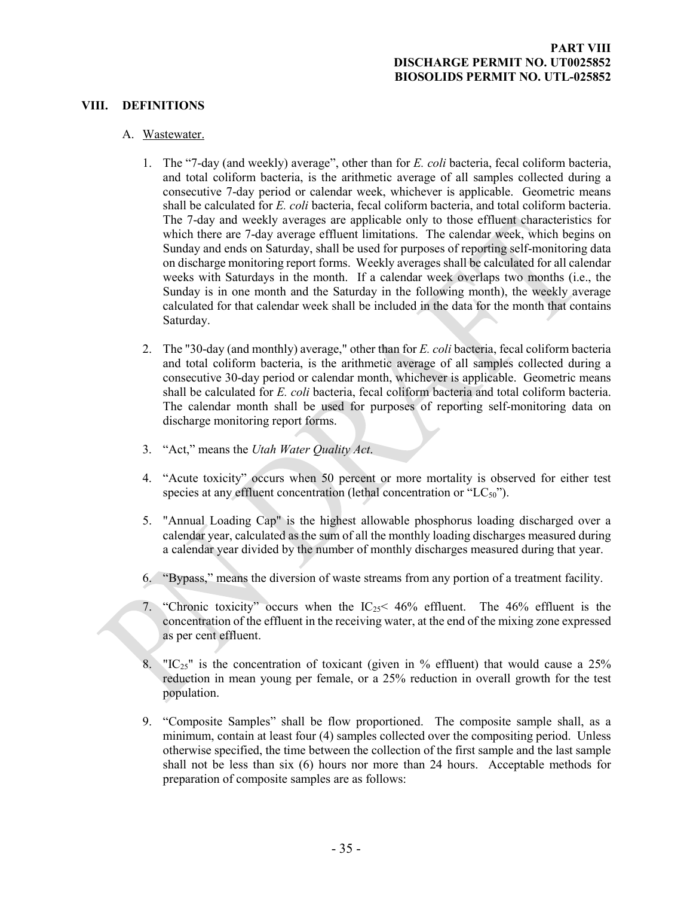**PART VIII**
**DISCHARGE PERMIT NO. UT0025852**
**BIOSOLIDS PERMIT NO. UTL-025852**

## VIII. DEFINITIONS

A. Wastewater.

1. The "7-day (and weekly) average", other than for *E. coli* bacteria, fecal coliform bacteria, and total coliform bacteria, is the arithmetic average of all samples collected during a consecutive 7-day period or calendar week, whichever is applicable. Geometric means shall be calculated for *E. coli* bacteria, fecal coliform bacteria, and total coliform bacteria. The 7-day and weekly averages are applicable only to those effluent characteristics for which there are 7-day average effluent limitations. The calendar week, which begins on Sunday and ends on Saturday, shall be used for purposes of reporting self-monitoring data on discharge monitoring report forms. Weekly averages shall be calculated for all calendar weeks with Saturdays in the month. If a calendar week overlaps two months (i.e., the Sunday is in one month and the Saturday in the following month), the weekly average calculated for that calendar week shall be included in the data for the month that contains Saturday.

2. The "30-day (and monthly) average," other than for *E. coli* bacteria, fecal coliform bacteria and total coliform bacteria, is the arithmetic average of all samples collected during a consecutive 30-day period or calendar month, whichever is applicable. Geometric means shall be calculated for *E. coli* bacteria, fecal coliform bacteria and total coliform bacteria. The calendar month shall be used for purposes of reporting self-monitoring data on discharge monitoring report forms.

3. "Act," means the *Utah Water Quality Act*.

4. "Acute toxicity" occurs when 50 percent or more mortality is observed for either test species at any effluent concentration (lethal concentration or "$LC_{50}$").

5. "Annual Loading Cap" is the highest allowable phosphorus loading discharged over a calendar year, calculated as the sum of all the monthly loading discharges measured during a calendar year divided by the number of monthly discharges measured during that year.

6. "Bypass," means the diversion of waste streams from any portion of a treatment facility.

7. "Chronic toxicity" occurs when the $IC_{25}$< 46% effluent. The 46% effluent is the concentration of the effluent in the receiving water, at the end of the mixing zone expressed as per cent effluent.

8. "$IC_{25}$" is the concentration of toxicant (given in % effluent) that would cause a 25% reduction in mean young per female, or a 25% reduction in overall growth for the test population.

9. "Composite Samples" shall be flow proportioned. The composite sample shall, as a minimum, contain at least four (4) samples collected over the compositing period. Unless otherwise specified, the time between the collection of the first sample and the last sample shall not be less than six (6) hours nor more than 24 hours. Acceptable methods for preparation of composite samples are as follows: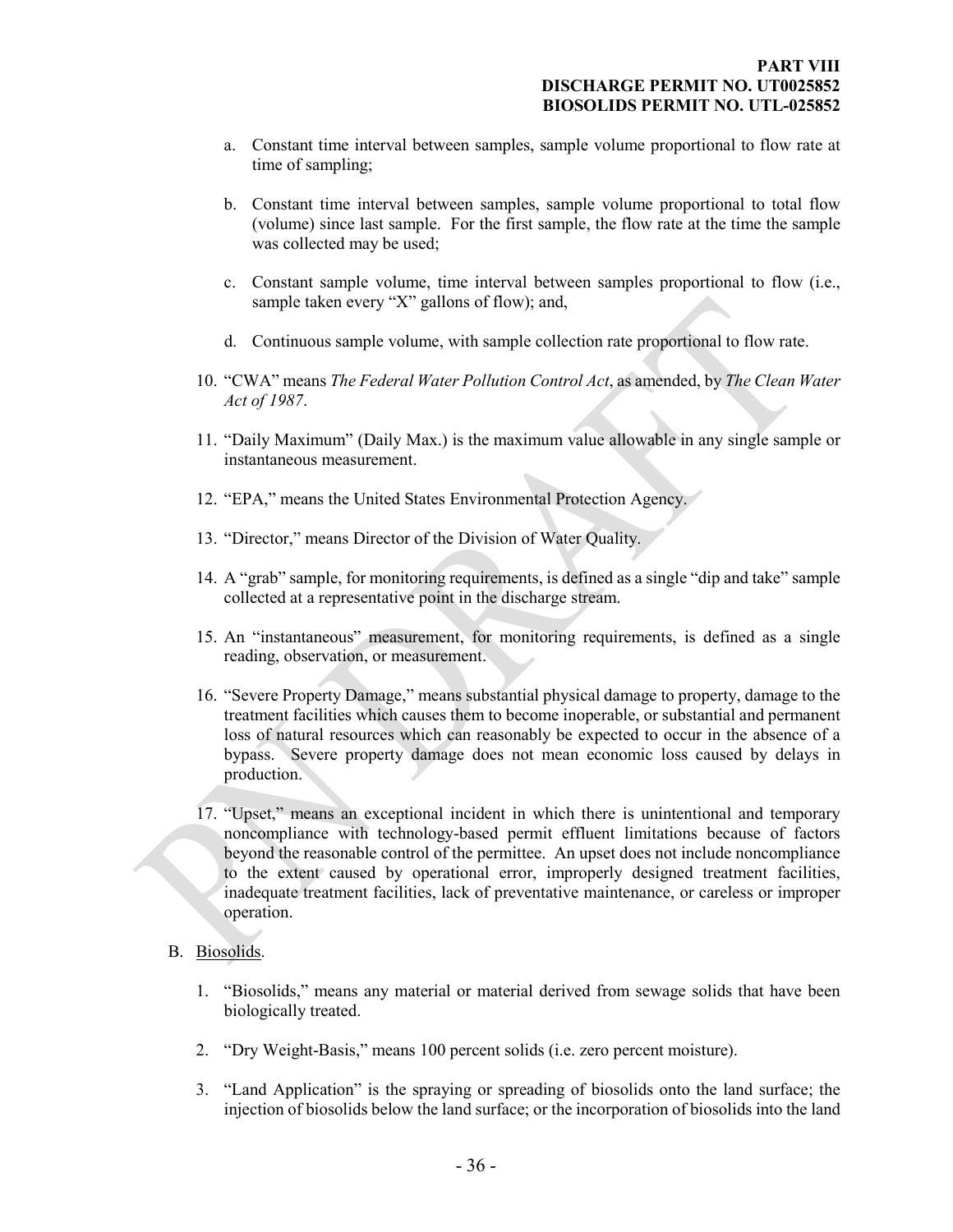a. Constant time interval between samples, sample volume proportional to flow rate at time of sampling;

b. Constant time interval between samples, sample volume proportional to total flow (volume) since last sample. For the first sample, the flow rate at the time the sample was collected may be used;

c. Constant sample volume, time interval between samples proportional to flow (i.e., sample taken every "X" gallons of flow); and,

d. Continuous sample volume, with sample collection rate proportional to flow rate.

10. "CWA" means *The Federal Water Pollution Control Act*, as amended, by *The Clean Water Act of 1987*.

11. "Daily Maximum" (Daily Max.) is the maximum value allowable in any single sample or instantaneous measurement.

12. "EPA," means the United States Environmental Protection Agency.

13. "Director," means Director of the Division of Water Quality.

14. A "grab" sample, for monitoring requirements, is defined as a single "dip and take" sample collected at a representative point in the discharge stream.

15. An "instantaneous" measurement, for monitoring requirements, is defined as a single reading, observation, or measurement.

16. "Severe Property Damage," means substantial physical damage to property, damage to the treatment facilities which causes them to become inoperable, or substantial and permanent loss of natural resources which can reasonably be expected to occur in the absence of a bypass. Severe property damage does not mean economic loss caused by delays in production.

17. "Upset," means an exceptional incident in which there is unintentional and temporary noncompliance with technology-based permit effluent limitations because of factors beyond the reasonable control of the permittee. An upset does not include noncompliance to the extent caused by operational error, improperly designed treatment facilities, inadequate treatment facilities, lack of preventative maintenance, or careless or improper operation.

B. Biosolids.

1. "Biosolids," means any material or material derived from sewage solids that have been biologically treated.

2. "Dry Weight-Basis," means 100 percent solids (i.e. zero percent moisture).

3. "Land Application" is the spraying or spreading of biosolids onto the land surface; the injection of biosolids below the land surface; or the incorporation of biosolids into the land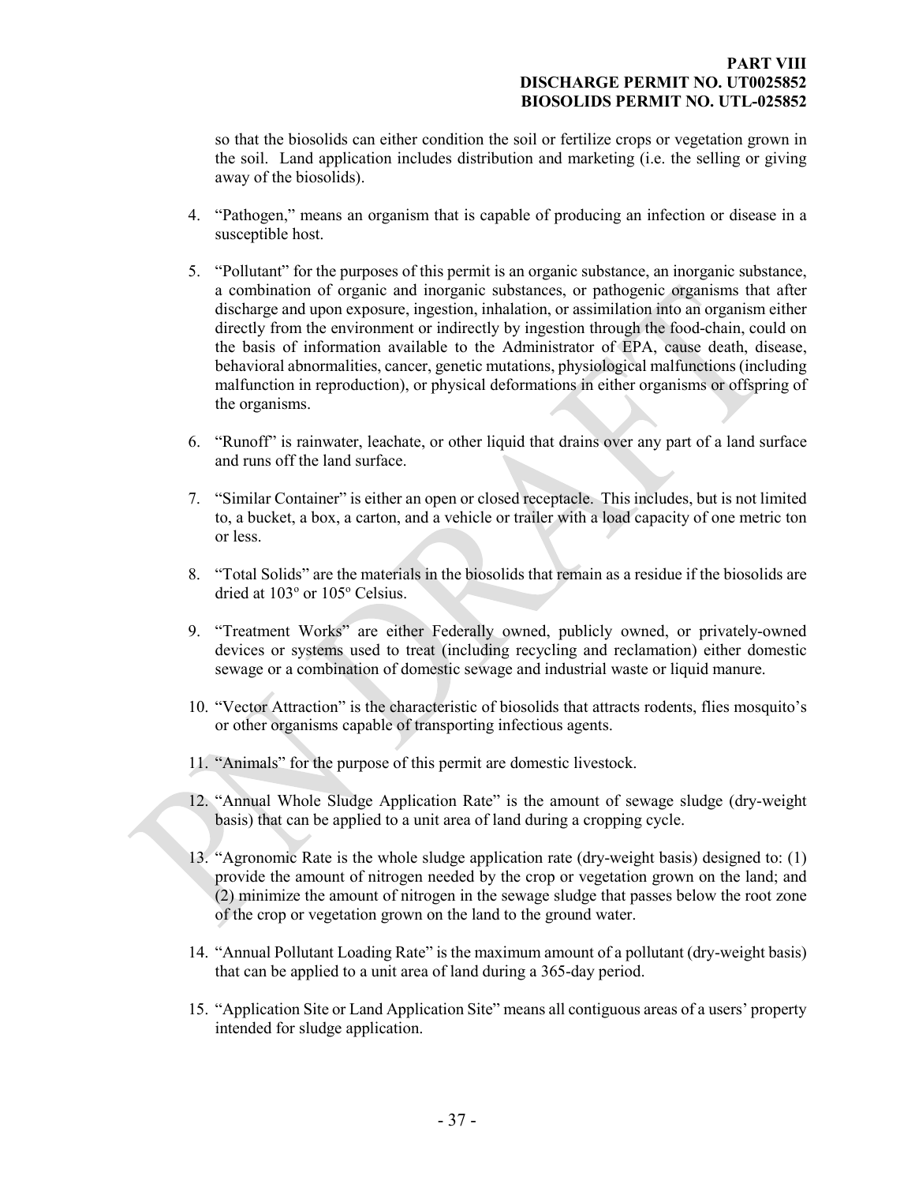so that the biosolids can either condition the soil or fertilize crops or vegetation grown in the soil. Land application includes distribution and marketing (i.e. the selling or giving away of the biosolids).

4. "Pathogen," means an organism that is capable of producing an infection or disease in a susceptible host.

5. "Pollutant" for the purposes of this permit is an organic substance, an inorganic substance, a combination of organic and inorganic substances, or pathogenic organisms that after discharge and upon exposure, ingestion, inhalation, or assimilation into an organism either directly from the environment or indirectly by ingestion through the food-chain, could on the basis of information available to the Administrator of EPA, cause death, disease, behavioral abnormalities, cancer, genetic mutations, physiological malfunctions (including malfunction in reproduction), or physical deformations in either organisms or offspring of the organisms.

6. "Runoff" is rainwater, leachate, or other liquid that drains over any part of a land surface and runs off the land surface.

7. "Similar Container" is either an open or closed receptacle. This includes, but is not limited to, a bucket, a box, a carton, and a vehicle or trailer with a load capacity of one metric ton or less.

8. "Total Solids" are the materials in the biosolids that remain as a residue if the biosolids are dried at 103° or 105° Celsius.

9. "Treatment Works" are either Federally owned, publicly owned, or privately-owned devices or systems used to treat (including recycling and reclamation) either domestic sewage or a combination of domestic sewage and industrial waste or liquid manure.

10. "Vector Attraction" is the characteristic of biosolids that attracts rodents, flies mosquito's or other organisms capable of transporting infectious agents.

11. "Animals" for the purpose of this permit are domestic livestock.

12. "Annual Whole Sludge Application Rate" is the amount of sewage sludge (dry-weight basis) that can be applied to a unit area of land during a cropping cycle.

13. "Agronomic Rate is the whole sludge application rate (dry-weight basis) designed to: (1) provide the amount of nitrogen needed by the crop or vegetation grown on the land; and (2) minimize the amount of nitrogen in the sewage sludge that passes below the root zone of the crop or vegetation grown on the land to the ground water.

14. "Annual Pollutant Loading Rate" is the maximum amount of a pollutant (dry-weight basis) that can be applied to a unit area of land during a 365-day period.

15. "Application Site or Land Application Site" means all contiguous areas of a users' property intended for sludge application.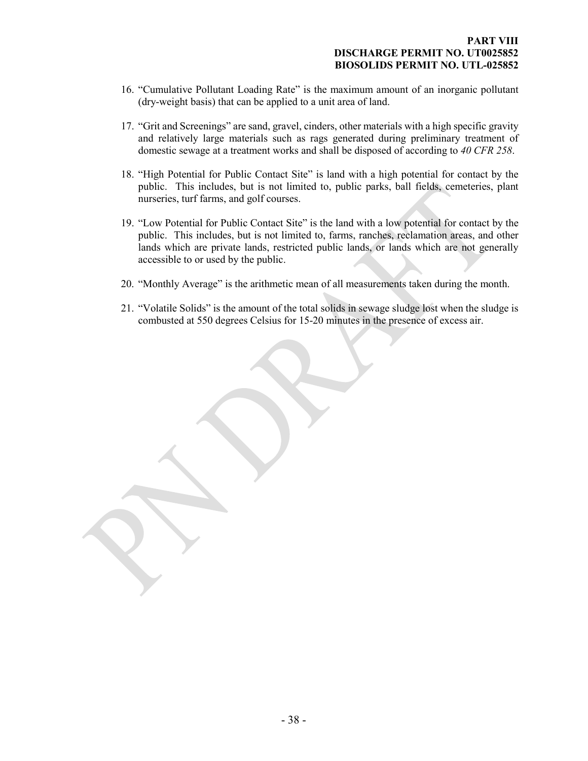16. "Cumulative Pollutant Loading Rate" is the maximum amount of an inorganic pollutant (dry-weight basis) that can be applied to a unit area of land.

17. "Grit and Screenings" are sand, gravel, cinders, other materials with a high specific gravity and relatively large materials such as rags generated during preliminary treatment of domestic sewage at a treatment works and shall be disposed of according to *40 CFR 258*.

18. "High Potential for Public Contact Site" is land with a high potential for contact by the public. This includes, but is not limited to, public parks, ball fields, cemeteries, plant nurseries, turf farms, and golf courses.

19. "Low Potential for Public Contact Site" is the land with a low potential for contact by the public. This includes, but is not limited to, farms, ranches, reclamation areas, and other lands which are private lands, restricted public lands, or lands which are not generally accessible to or used by the public.

20. "Monthly Average" is the arithmetic mean of all measurements taken during the month.

21. "Volatile Solids" is the amount of the total solids in sewage sludge lost when the sludge is combusted at 550 degrees Celsius for 15-20 minutes in the presence of excess air.